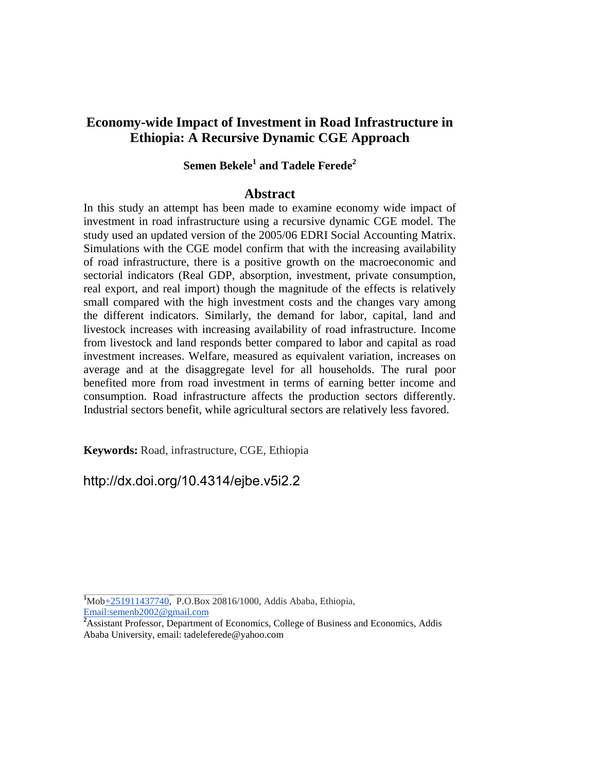# Economy-wide Impact of Investment in Road Infrastructure in Ethiopia: A Recursive Dynamic CGE Approach

**Semen Bekele[1] and Tadele Ferede[2]**

## Abstract

In this study an attempt has been made to examine economy wide impact of investment in road infrastructure using a recursive dynamic CGE model. The study used an updated version of the 2005/06 EDRI Social Accounting Matrix. Simulations with the CGE model confirm that with the increasing availability of road infrastructure, there is a positive growth on the macroeconomic and sectorial indicators (Real GDP, absorption, investment, private consumption, real export, and real import) though the magnitude of the effects is relatively small compared with the high investment costs and the changes vary among the different indicators. Similarly, the demand for labor, capital, land and livestock increases with increasing availability of road infrastructure. Income from livestock and land responds better compared to labor and capital as road investment increases. Welfare, measured as equivalent variation, increases on average and at the disaggregate level for all households. The rural poor benefited more from road investment in terms of earning better income and consumption. Road infrastructure affects the production sectors differently. Industrial sectors benefit, while agricultural sectors are relatively less favored.

**Keywords:** Road, infrastructure, CGE, Ethiopia

http://dx.doi.org/10.4314/ejbe.v5i2.2

---

[1] Mob+251911437740, P.O.Box 20816/1000, Addis Ababa, Ethiopia, Email:semenb2002@gmail.com

[2] Assistant Professor, Department of Economics, College of Business and Economics, Addis Ababa University, email: tadeleferede@yahoo.com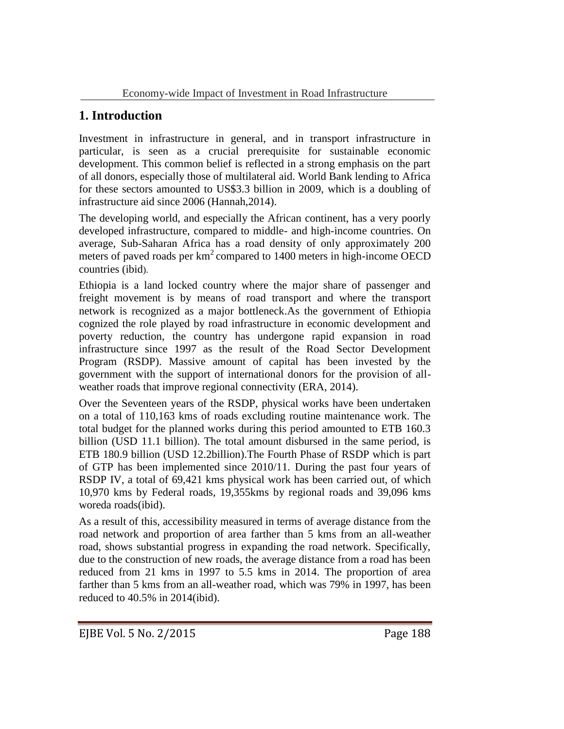# 1. Introduction

Investment in infrastructure in general, and in transport infrastructure in particular, is seen as a crucial prerequisite for sustainable economic development. This common belief is reflected in a strong emphasis on the part of all donors, especially those of multilateral aid. World Bank lending to Africa for these sectors amounted to US$3.3 billion in 2009, which is a doubling of infrastructure aid since 2006 (Hannah,2014).

The developing world, and especially the African continent, has a very poorly developed infrastructure, compared to middle- and high-income countries. On average, Sub-Saharan Africa has a road density of only approximately 200 meters of paved roads per $km^2$ compared to 1400 meters in high-income OECD countries (ibid).

Ethiopia is a land locked country where the major share of passenger and freight movement is by means of road transport and where the transport network is recognized as a major bottleneck.As the government of Ethiopia cognized the role played by road infrastructure in economic development and poverty reduction, the country has undergone rapid expansion in road infrastructure since 1997 as the result of the Road Sector Development Program (RSDP). Massive amount of capital has been invested by the government with the support of international donors for the provision of all-weather roads that improve regional connectivity (ERA, 2014).

Over the Seventeen years of the RSDP, physical works have been undertaken on a total of 110,163 kms of roads excluding routine maintenance work. The total budget for the planned works during this period amounted to ETB 160.3 billion (USD 11.1 billion). The total amount disbursed in the same period, is ETB 180.9 billion (USD 12.2billion).The Fourth Phase of RSDP which is part of GTP has been implemented since 2010/11. During the past four years of RSDP IV, a total of 69,421 kms physical work has been carried out, of which 10,970 kms by Federal roads, 19,355kms by regional roads and 39,096 kms woreda roads(ibid).

As a result of this, accessibility measured in terms of average distance from the road network and proportion of area farther than 5 kms from an all-weather road, shows substantial progress in expanding the road network. Specifically, due to the construction of new roads, the average distance from a road has been reduced from 21 kms in 1997 to 5.5 kms in 2014. The proportion of area farther than 5 kms from an all-weather road, which was 79% in 1997, has been reduced to 40.5% in 2014(ibid).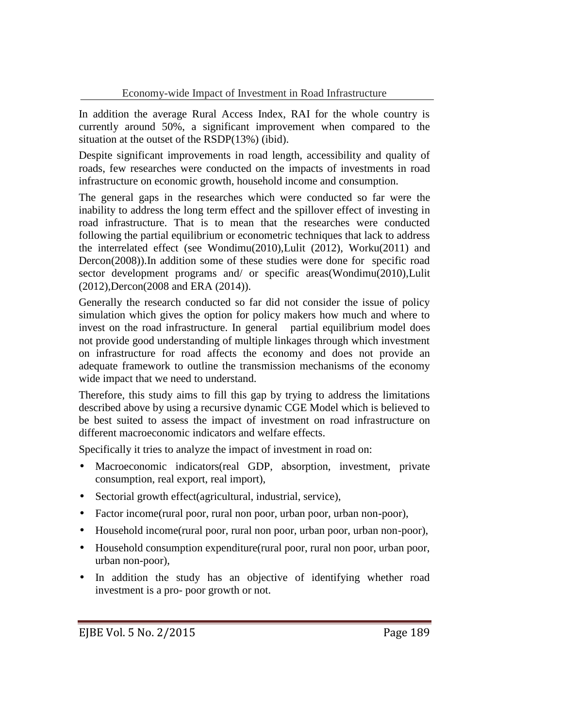In addition the average Rural Access Index, RAI for the whole country is currently around 50%, a significant improvement when compared to the situation at the outset of the RSDP(13%) (ibid).

Despite significant improvements in road length, accessibility and quality of roads, few researches were conducted on the impacts of investments in road infrastructure on economic growth, household income and consumption.

The general gaps in the researches which were conducted so far were the inability to address the long term effect and the spillover effect of investing in road infrastructure. That is to mean that the researches were conducted following the partial equilibrium or econometric techniques that lack to address the interrelated effect (see Wondimu(2010),Lulit (2012), Worku(2011) and Dercon(2008)).In addition some of these studies were done for specific road sector development programs and/ or specific areas(Wondimu(2010),Lulit (2012),Dercon(2008 and ERA (2014)).

Generally the research conducted so far did not consider the issue of policy simulation which gives the option for policy makers how much and where to invest on the road infrastructure. In general partial equilibrium model does not provide good understanding of multiple linkages through which investment on infrastructure for road affects the economy and does not provide an adequate framework to outline the transmission mechanisms of the economy wide impact that we need to understand.

Therefore, this study aims to fill this gap by trying to address the limitations described above by using a recursive dynamic CGE Model which is believed to be best suited to assess the impact of investment on road infrastructure on different macroeconomic indicators and welfare effects.

Specifically it tries to analyze the impact of investment in road on:

- Macroeconomic indicators(real GDP, absorption, investment, private consumption, real export, real import),
- Sectorial growth effect(agricultural, industrial, service),
- Factor income(rural poor, rural non poor, urban poor, urban non-poor),
- Household income(rural poor, rural non poor, urban poor, urban non-poor),
- Household consumption expenditure(rural poor, rural non poor, urban poor, urban non-poor),
- In addition the study has an objective of identifying whether road investment is a pro- poor growth or not.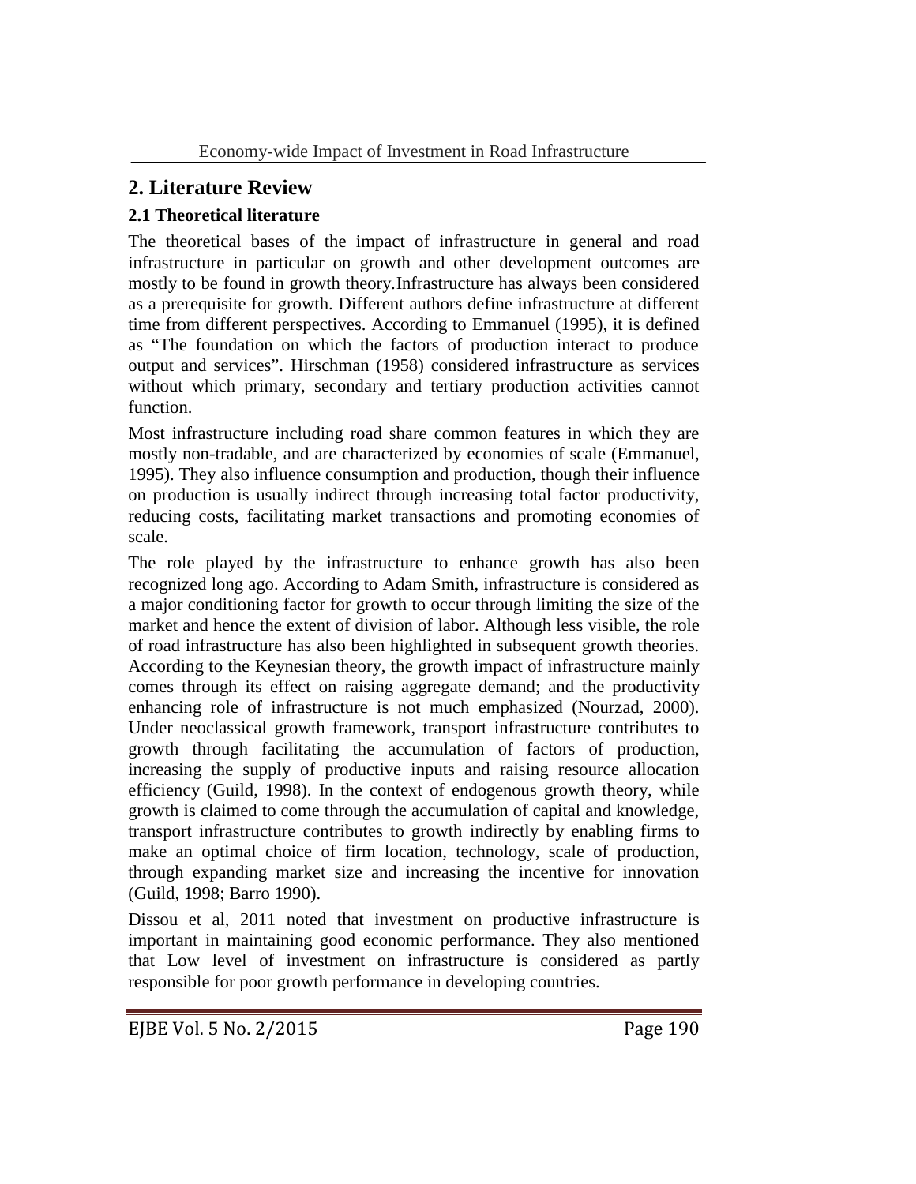## 2. Literature Review

### 2.1 Theoretical literature

The theoretical bases of the impact of infrastructure in general and road infrastructure in particular on growth and other development outcomes are mostly to be found in growth theory.Infrastructure has always been considered as a prerequisite for growth. Different authors define infrastructure at different time from different perspectives. According to Emmanuel (1995), it is defined as "The foundation on which the factors of production interact to produce output and services". Hirschman (1958) considered infrastructure as services without which primary, secondary and tertiary production activities cannot function.

Most infrastructure including road share common features in which they are mostly non-tradable, and are characterized by economies of scale (Emmanuel, 1995). They also influence consumption and production, though their influence on production is usually indirect through increasing total factor productivity, reducing costs, facilitating market transactions and promoting economies of scale.

The role played by the infrastructure to enhance growth has also been recognized long ago. According to Adam Smith, infrastructure is considered as a major conditioning factor for growth to occur through limiting the size of the market and hence the extent of division of labor. Although less visible, the role of road infrastructure has also been highlighted in subsequent growth theories. According to the Keynesian theory, the growth impact of infrastructure mainly comes through its effect on raising aggregate demand; and the productivity enhancing role of infrastructure is not much emphasized (Nourzad, 2000). Under neoclassical growth framework, transport infrastructure contributes to growth through facilitating the accumulation of factors of production, increasing the supply of productive inputs and raising resource allocation efficiency (Guild, 1998). In the context of endogenous growth theory, while growth is claimed to come through the accumulation of capital and knowledge, transport infrastructure contributes to growth indirectly by enabling firms to make an optimal choice of firm location, technology, scale of production, through expanding market size and increasing the incentive for innovation (Guild, 1998; Barro 1990).

Dissou et al, 2011 noted that investment on productive infrastructure is important in maintaining good economic performance. They also mentioned that Low level of investment on infrastructure is considered as partly responsible for poor growth performance in developing countries.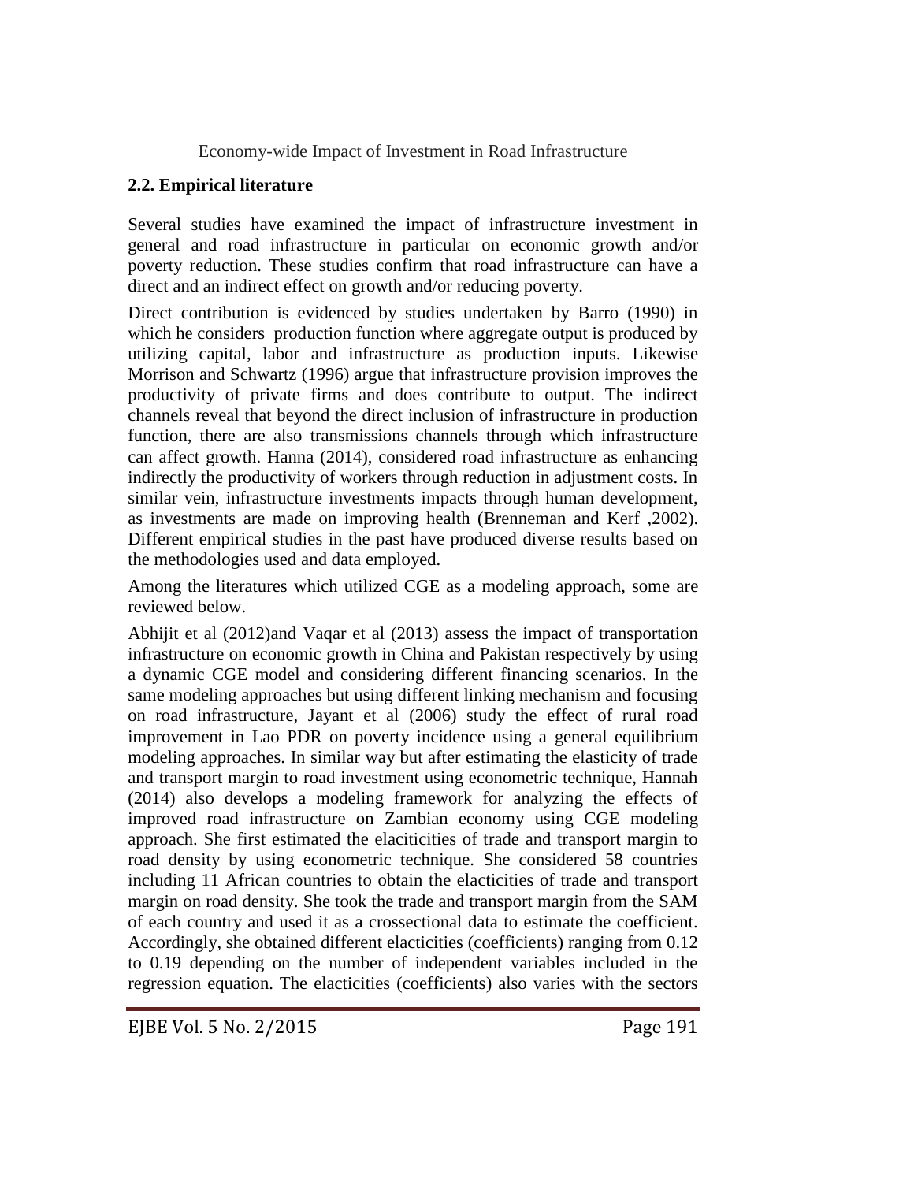## 2.2. Empirical literature

Several studies have examined the impact of infrastructure investment in general and road infrastructure in particular on economic growth and/or poverty reduction. These studies confirm that road infrastructure can have a direct and an indirect effect on growth and/or reducing poverty.

Direct contribution is evidenced by studies undertaken by Barro (1990) in which he considers production function where aggregate output is produced by utilizing capital, labor and infrastructure as production inputs. Likewise Morrison and Schwartz (1996) argue that infrastructure provision improves the productivity of private firms and does contribute to output. The indirect channels reveal that beyond the direct inclusion of infrastructure in production function, there are also transmissions channels through which infrastructure can affect growth. Hanna (2014), considered road infrastructure as enhancing indirectly the productivity of workers through reduction in adjustment costs. In similar vein, infrastructure investments impacts through human development, as investments are made on improving health (Brenneman and Kerf ,2002). Different empirical studies in the past have produced diverse results based on the methodologies used and data employed.

Among the literatures which utilized CGE as a modeling approach, some are reviewed below.

Abhijit et al (2012)and Vaqar et al (2013) assess the impact of transportation infrastructure on economic growth in China and Pakistan respectively by using a dynamic CGE model and considering different financing scenarios. In the same modeling approaches but using different linking mechanism and focusing on road infrastructure, Jayant et al (2006) study the effect of rural road improvement in Lao PDR on poverty incidence using a general equilibrium modeling approaches. In similar way but after estimating the elasticity of trade and transport margin to road investment using econometric technique, Hannah (2014) also develops a modeling framework for analyzing the effects of improved road infrastructure on Zambian economy using CGE modeling approach. She first estimated the elaciticities of trade and transport margin to road density by using econometric technique. She considered 58 countries including 11 African countries to obtain the electicities of trade and transport margin on road density. She took the trade and transport margin from the SAM of each country and used it as a crossectional data to estimate the coefficient. Accordingly, she obtained different electicities (coefficients) ranging from 0.12 to 0.19 depending on the number of independent variables included in the regression equation. The electicities (coefficients) also varies with the sectors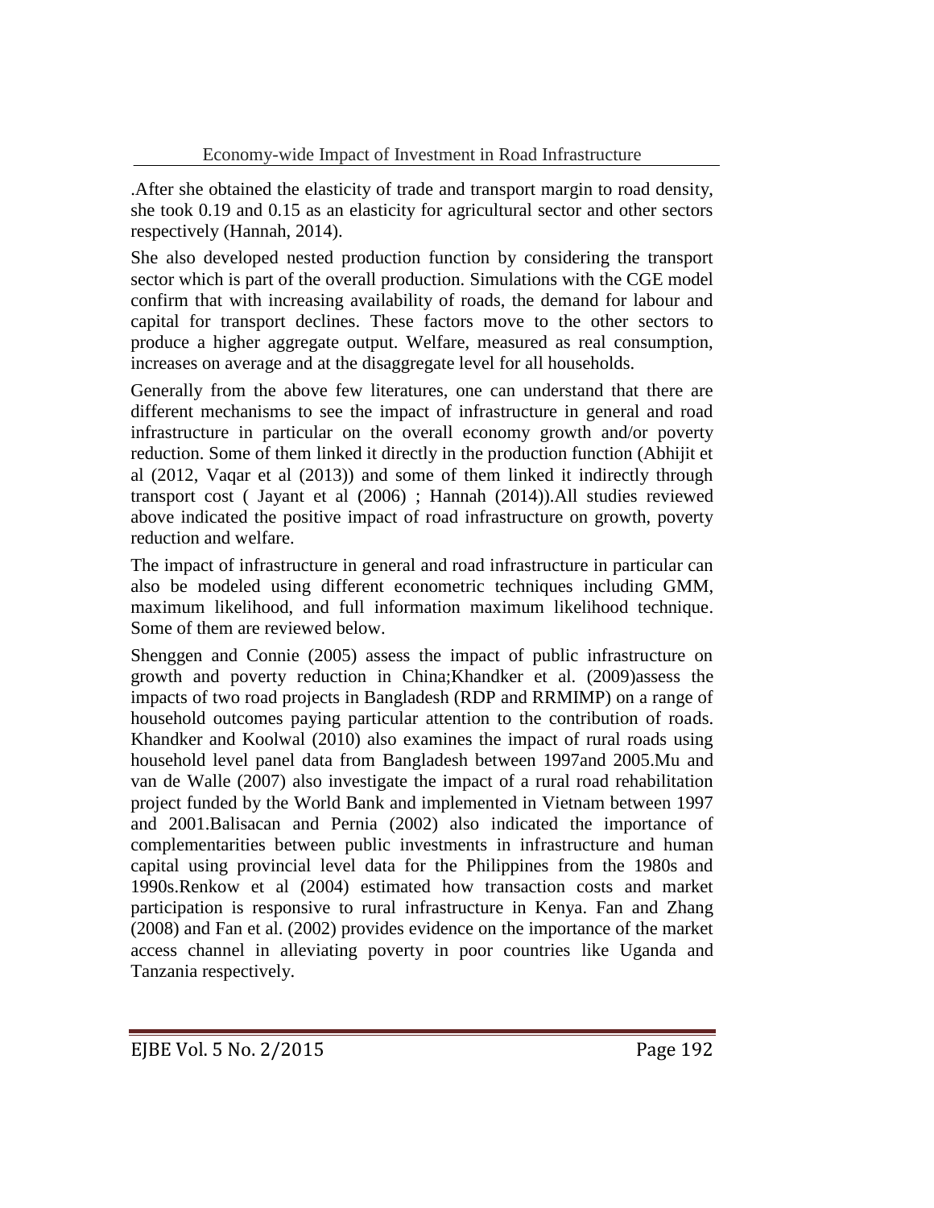.After she obtained the elasticity of trade and transport margin to road density, she took 0.19 and 0.15 as an elasticity for agricultural sector and other sectors respectively (Hannah, 2014).

She also developed nested production function by considering the transport sector which is part of the overall production. Simulations with the CGE model confirm that with increasing availability of roads, the demand for labour and capital for transport declines. These factors move to the other sectors to produce a higher aggregate output. Welfare, measured as real consumption, increases on average and at the disaggregate level for all households.

Generally from the above few literatures, one can understand that there are different mechanisms to see the impact of infrastructure in general and road infrastructure in particular on the overall economy growth and/or poverty reduction. Some of them linked it directly in the production function (Abhijit et al (2012, Vaqar et al (2013)) and some of them linked it indirectly through transport cost ( Jayant et al (2006) ; Hannah (2014)).All studies reviewed above indicated the positive impact of road infrastructure on growth, poverty reduction and welfare.

The impact of infrastructure in general and road infrastructure in particular can also be modeled using different econometric techniques including GMM, maximum likelihood, and full information maximum likelihood technique. Some of them are reviewed below.

Shenggen and Connie (2005) assess the impact of public infrastructure on growth and poverty reduction in China;Khandker et al. (2009)assess the impacts of two road projects in Bangladesh (RDP and RRMIMP) on a range of household outcomes paying particular attention to the contribution of roads. Khandker and Koolwal (2010) also examines the impact of rural roads using household level panel data from Bangladesh between 1997and 2005.Mu and van de Walle (2007) also investigate the impact of a rural road rehabilitation project funded by the World Bank and implemented in Vietnam between 1997 and 2001.Balisacan and Pernia (2002) also indicated the importance of complementarities between public investments in infrastructure and human capital using provincial level data for the Philippines from the 1980s and 1990s.Renkow et al (2004) estimated how transaction costs and market participation is responsive to rural infrastructure in Kenya. Fan and Zhang (2008) and Fan et al. (2002) provides evidence on the importance of the market access channel in alleviating poverty in poor countries like Uganda and Tanzania respectively.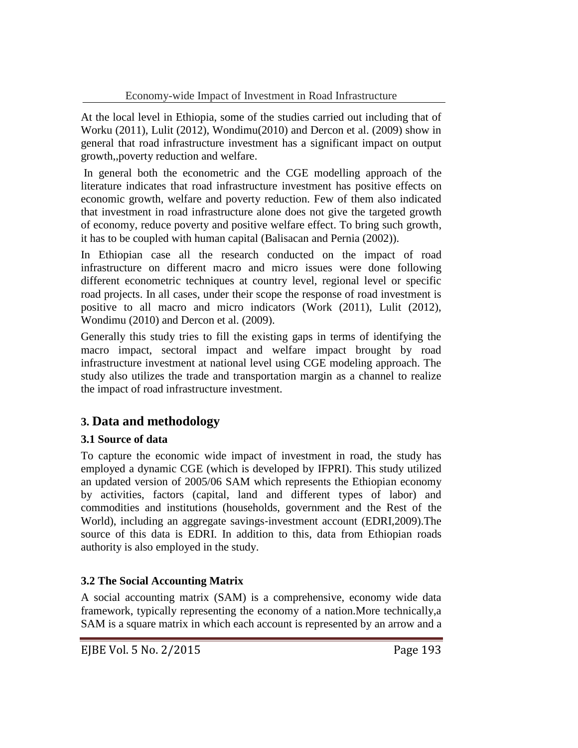At the local level in Ethiopia, some of the studies carried out including that of Worku (2011), Lulit (2012), Wondimu(2010) and Dercon et al. (2009) show in general that road infrastructure investment has a significant impact on output growth,,poverty reduction and welfare.

In general both the econometric and the CGE modelling approach of the literature indicates that road infrastructure investment has positive effects on economic growth, welfare and poverty reduction. Few of them also indicated that investment in road infrastructure alone does not give the targeted growth of economy, reduce poverty and positive welfare effect. To bring such growth, it has to be coupled with human capital (Balisacan and Pernia (2002)).

In Ethiopian case all the research conducted on the impact of road infrastructure on different macro and micro issues were done following different econometric techniques at country level, regional level or specific road projects. In all cases, under their scope the response of road investment is positive to all macro and micro indicators (Work (2011), Lulit (2012), Wondimu (2010) and Dercon et al. (2009).

Generally this study tries to fill the existing gaps in terms of identifying the macro impact, sectoral impact and welfare impact brought by road infrastructure investment at national level using CGE modeling approach. The study also utilizes the trade and transportation margin as a channel to realize the impact of road infrastructure investment.

## 3. Data and methodology

### 3.1 Source of data

To capture the economic wide impact of investment in road, the study has employed a dynamic CGE (which is developed by IFPRI). This study utilized an updated version of 2005/06 SAM which represents the Ethiopian economy by activities, factors (capital, land and different types of labor) and commodities and institutions (households, government and the Rest of the World), including an aggregate savings-investment account (EDRI,2009).The source of this data is EDRI. In addition to this, data from Ethiopian roads authority is also employed in the study.

### 3.2 The Social Accounting Matrix

A social accounting matrix (SAM) is a comprehensive, economy wide data framework, typically representing the economy of a nation.More technically,a SAM is a square matrix in which each account is represented by an arrow and a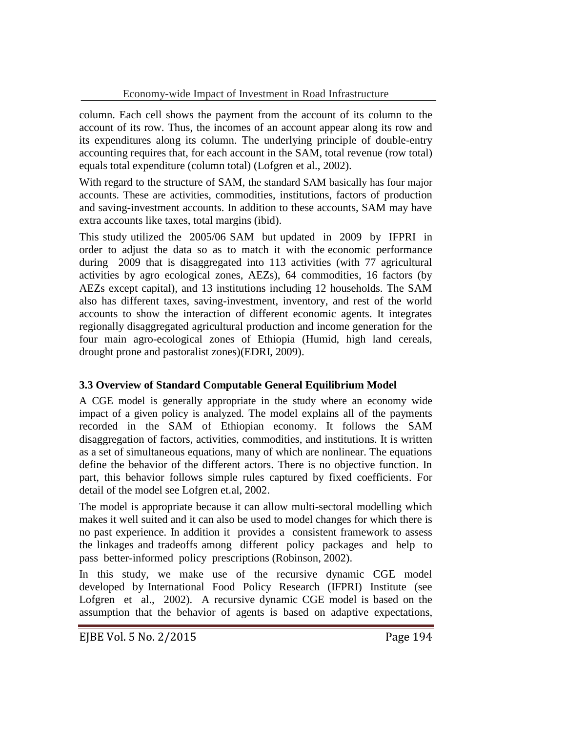column. Each cell shows the payment from the account of its column to the account of its row. Thus, the incomes of an account appear along its row and its expenditures along its column. The underlying principle of double-entry accounting requires that, for each account in the SAM, total revenue (row total) equals total expenditure (column total) (Lofgren et al., 2002).

With regard to the structure of SAM, the standard SAM basically has four major accounts. These are activities, commodities, institutions, factors of production and saving-investment accounts. In addition to these accounts, SAM may have extra accounts like taxes, total margins (ibid).

This study utilized the 2005/06 SAM but updated in 2009 by IFPRI in order to adjust the data so as to match it with the economic performance during 2009 that is disaggregated into 113 activities (with 77 agricultural activities by agro ecological zones, AEZs), 64 commodities, 16 factors (by AEZs except capital), and 13 institutions including 12 households. The SAM also has different taxes, saving-investment, inventory, and rest of the world accounts to show the interaction of different economic agents. It integrates regionally disaggregated agricultural production and income generation for the four main agro-ecological zones of Ethiopia (Humid, high land cereals, drought prone and pastoralist zones)(EDRI, 2009).

### 3.3 Overview of Standard Computable General Equilibrium Model

A CGE model is generally appropriate in the study where an economy wide impact of a given policy is analyzed. The model explains all of the payments recorded in the SAM of Ethiopian economy. It follows the SAM disaggregation of factors, activities, commodities, and institutions. It is written as a set of simultaneous equations, many of which are nonlinear. The equations define the behavior of the different actors. There is no objective function. In part, this behavior follows simple rules captured by fixed coefficients. For detail of the model see Lofgren et.al, 2002.

The model is appropriate because it can allow multi-sectoral modelling which makes it well suited and it can also be used to model changes for which there is no past experience. In addition it provides a consistent framework to assess the linkages and tradeoffs among different policy packages and help to pass better-informed policy prescriptions (Robinson, 2002).

In this study, we make use of the recursive dynamic CGE model developed by International Food Policy Research (IFPRI) Institute (see Lofgren et al., 2002). A recursive dynamic CGE model is based on the assumption that the behavior of agents is based on adaptive expectations,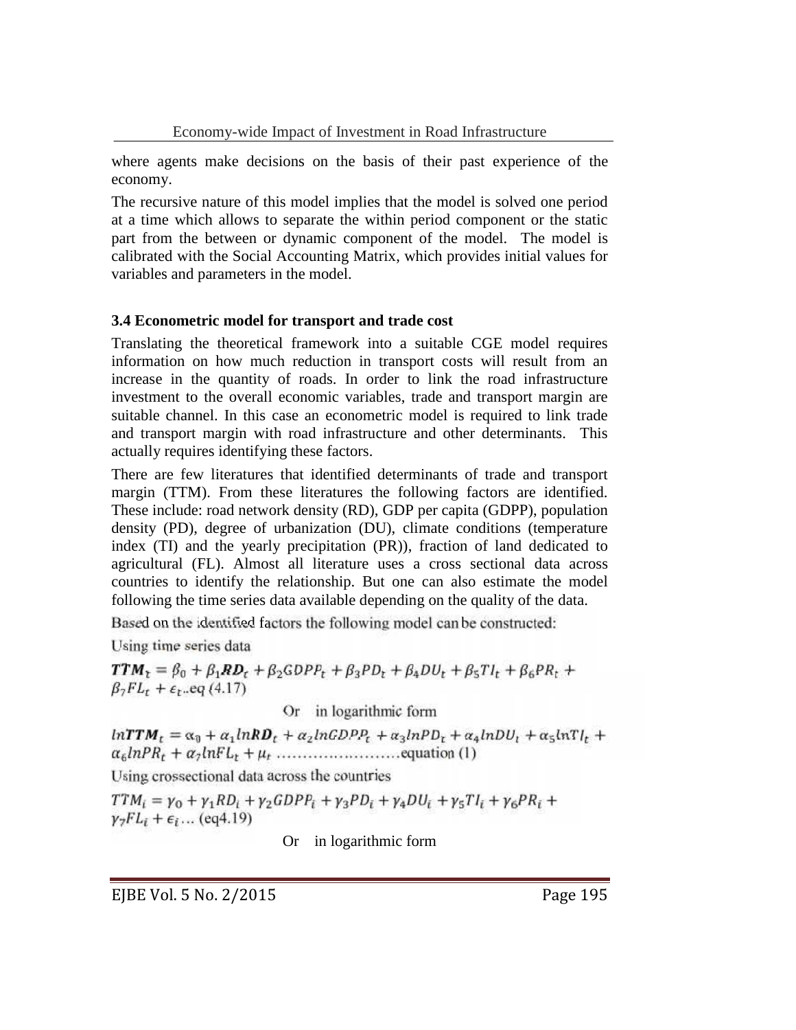where agents make decisions on the basis of their past experience of the economy.

The recursive nature of this model implies that the model is solved one period at a time which allows to separate the within period component or the static part from the between or dynamic component of the model. The model is calibrated with the Social Accounting Matrix, which provides initial values for variables and parameters in the model.

### 3.4 Econometric model for transport and trade cost

Translating the theoretical framework into a suitable CGE model requires information on how much reduction in transport costs will result from an increase in the quantity of roads. In order to link the road infrastructure investment to the overall economic variables, trade and transport margin are suitable channel. In this case an econometric model is required to link trade and transport margin with road infrastructure and other determinants. This actually requires identifying these factors.

There are few literatures that identified determinants of trade and transport margin (TTM). From these literatures the following factors are identified. These include: road network density (RD), GDP per capita (GDPP), population density (PD), degree of urbanization (DU), climate conditions (temperature index (TI) and the yearly precipitation (PR)), fraction of land dedicated to agricultural (FL). Almost all literature uses a cross sectional data across countries to identify the relationship. But one can also estimate the model following the time series data available depending on the quality of the data.

Based on the identified factors the following model can be constructed:

Using time series data

$$\boldsymbol{TTM}_t = \beta_0 + \beta_1 \boldsymbol{RD}_t + \beta_2 GDPP_t + \beta_3 PD_t + \beta_4 DU_t + \beta_5 TI_t + \beta_6 PR_t + \beta_7 FL_t + \epsilon_t \text{..eq (4.17)}$$

Or in logarithmic form

$$ln\boldsymbol{TTM}_t = \alpha_0 + \alpha_1 ln\boldsymbol{RD}_t + \alpha_2 lnGDPP_t + \alpha_3 lnPD_t + \alpha_4 lnDU_t + \alpha_5 lnTI_t + \alpha_6 lnPR_t + \alpha_7 lnFL_t + \mu_t \text{ ......................equation (1)}$$

Using crossectional data across the countries

$$TTM_i = \gamma_0 + \gamma_1 RD_i + \gamma_2 GDPP_i + \gamma_3 PD_i + \gamma_4 DU_i + \gamma_5 TI_i + \gamma_6 PR_i + \gamma_7 FL_i + \epsilon_i \text{... (eq4.19)}$$

Or in logarithmic form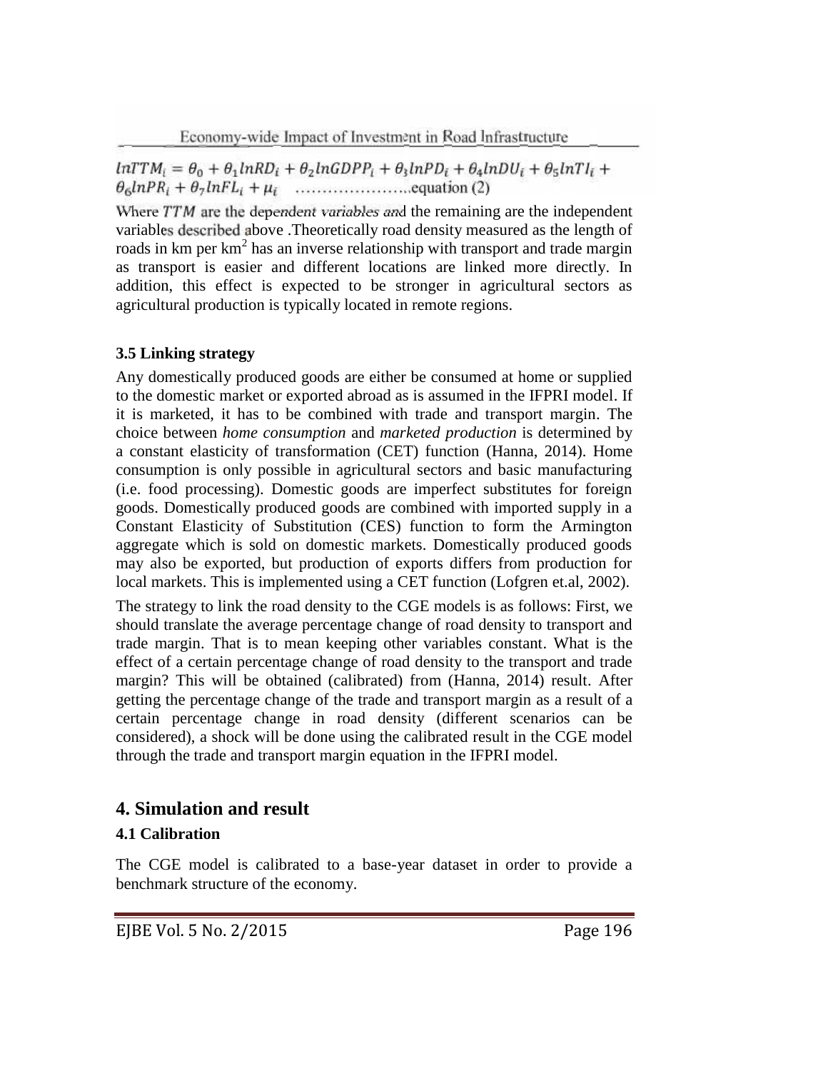$$lnTTM_i = \theta_0 + \theta_1 lnRD_i + \theta_2 lnGDPP_i + \theta_3 lnPD_i + \theta_4 lnDU_i + \theta_5 lnTI_i + \theta_6 lnPR_i + \theta_7 lnFL_i + \mu_i \quad \text{......................equation (2)}$$

Where $TTM$ are the dependent variables and the remaining are the independent variables described above .Theoretically road density measured as the length of roads in km per km$^2$ has an inverse relationship with transport and trade margin as transport is easier and different locations are linked more directly. In addition, this effect is expected to be stronger in agricultural sectors as agricultural production is typically located in remote regions.

### 3.5 Linking strategy

Any domestically produced goods are either be consumed at home or supplied to the domestic market or exported abroad as is assumed in the IFPRI model. If it is marketed, it has to be combined with trade and transport margin. The choice between *home consumption* and *marketed production* is determined by a constant elasticity of transformation (CET) function (Hanna, 2014). Home consumption is only possible in agricultural sectors and basic manufacturing (i.e. food processing). Domestic goods are imperfect substitutes for foreign goods. Domestically produced goods are combined with imported supply in a Constant Elasticity of Substitution (CES) function to form the Armington aggregate which is sold on domestic markets. Domestically produced goods may also be exported, but production of exports differs from production for local markets. This is implemented using a CET function (Lofgren et.al, 2002).

The strategy to link the road density to the CGE models is as follows: First, we should translate the average percentage change of road density to transport and trade margin. That is to mean keeping other variables constant. What is the effect of a certain percentage change of road density to the transport and trade margin? This will be obtained (calibrated) from (Hanna, 2014) result. After getting the percentage change of the trade and transport margin as a result of a certain percentage change in road density (different scenarios can be considered), a shock will be done using the calibrated result in the CGE model through the trade and transport margin equation in the IFPRI model.

## 4. Simulation and result

### 4.1 Calibration

The CGE model is calibrated to a base-year dataset in order to provide a benchmark structure of the economy.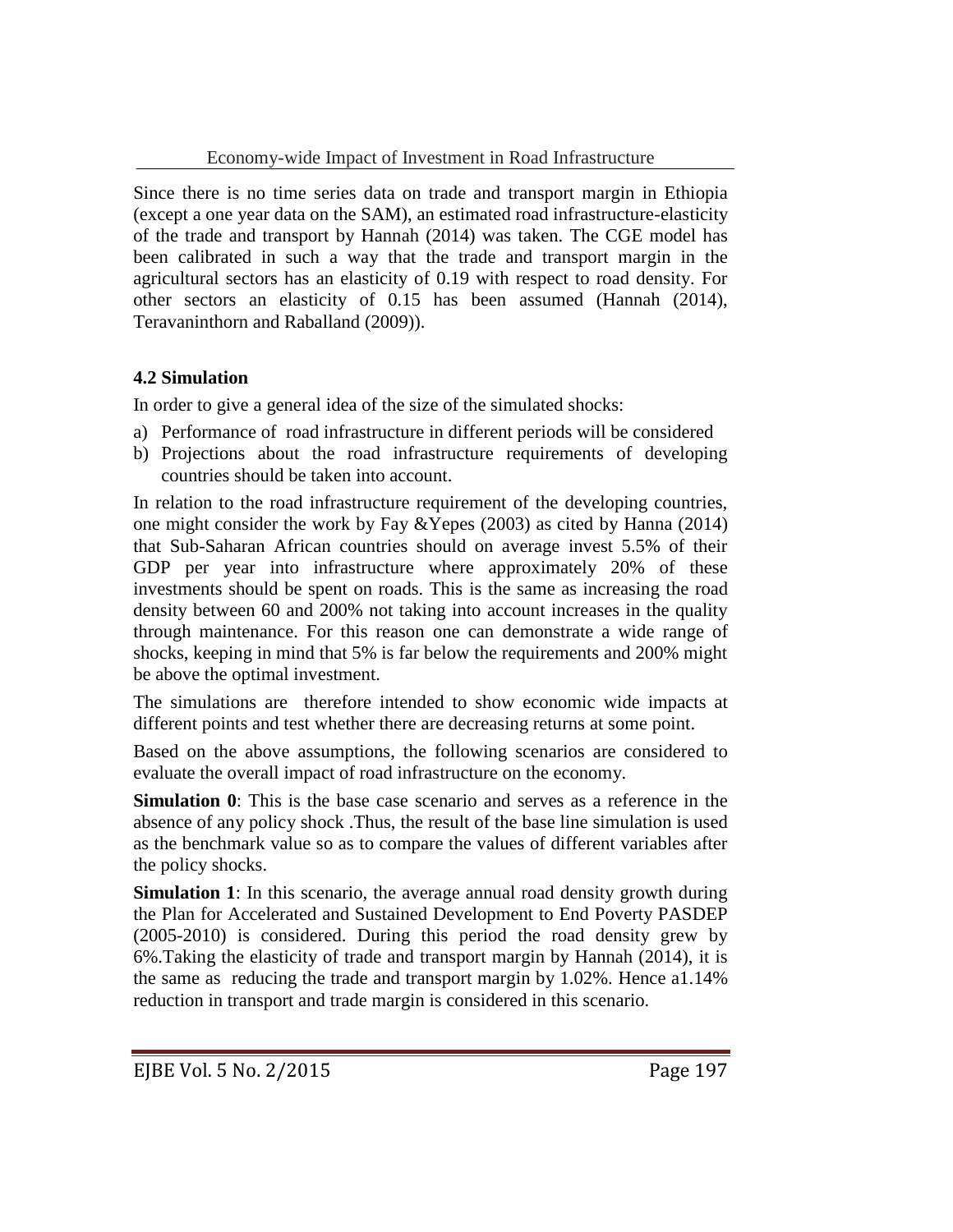Since there is no time series data on trade and transport margin in Ethiopia (except a one year data on the SAM), an estimated road infrastructure-elasticity of the trade and transport by Hannah (2014) was taken. The CGE model has been calibrated in such a way that the trade and transport margin in the agricultural sectors has an elasticity of 0.19 with respect to road density. For other sectors an elasticity of 0.15 has been assumed (Hannah (2014), Teravaninthorn and Raballand (2009)).

### 4.2 Simulation

In order to give a general idea of the size of the simulated shocks:

a) Performance of road infrastructure in different periods will be considered
b) Projections about the road infrastructure requirements of developing countries should be taken into account.

In relation to the road infrastructure requirement of the developing countries, one might consider the work by Fay &Yepes (2003) as cited by Hanna (2014) that Sub-Saharan African countries should on average invest 5.5% of their GDP per year into infrastructure where approximately 20% of these investments should be spent on roads. This is the same as increasing the road density between 60 and 200% not taking into account increases in the quality through maintenance. For this reason one can demonstrate a wide range of shocks, keeping in mind that 5% is far below the requirements and 200% might be above the optimal investment.

The simulations are therefore intended to show economic wide impacts at different points and test whether there are decreasing returns at some point.

Based on the above assumptions, the following scenarios are considered to evaluate the overall impact of road infrastructure on the economy.

**Simulation 0**: This is the base case scenario and serves as a reference in the absence of any policy shock .Thus, the result of the base line simulation is used as the benchmark value so as to compare the values of different variables after the policy shocks.

**Simulation 1**: In this scenario, the average annual road density growth during the Plan for Accelerated and Sustained Development to End Poverty PASDEP (2005-2010) is considered. During this period the road density grew by 6%.Taking the elasticity of trade and transport margin by Hannah (2014), it is the same as reducing the trade and transport margin by 1.02%. Hence a1.14% reduction in transport and trade margin is considered in this scenario.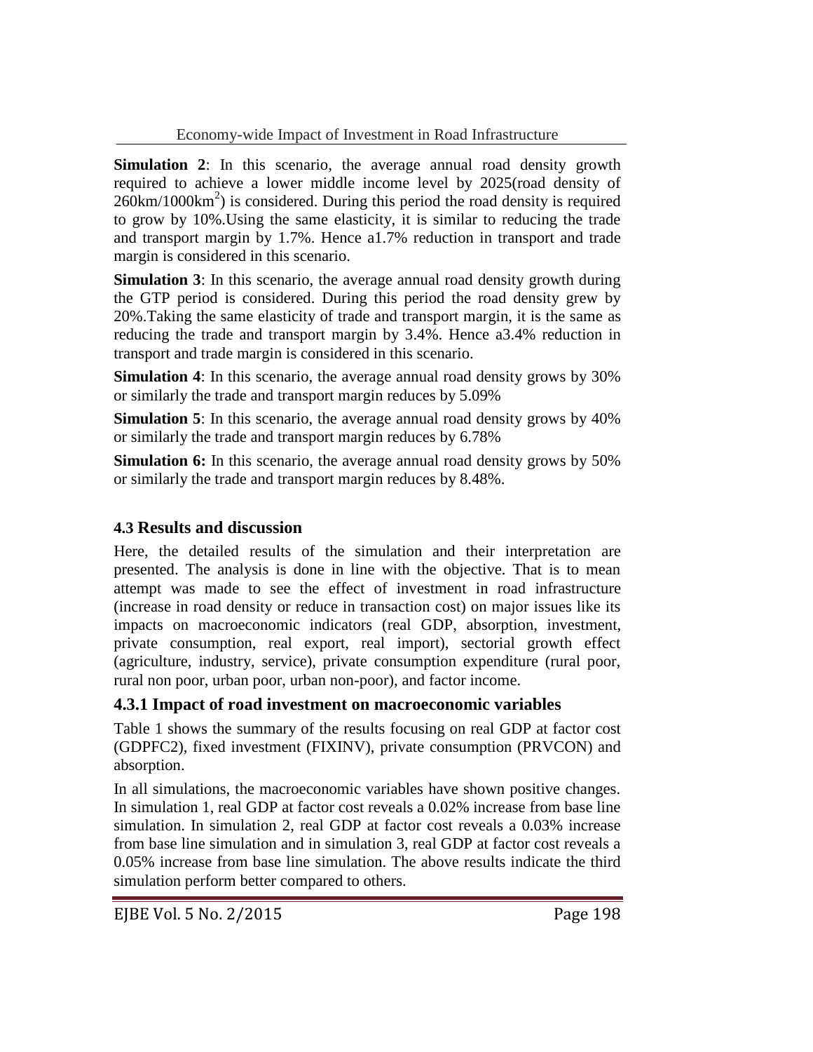**Simulation 2**: In this scenario, the average annual road density growth required to achieve a lower middle income level by 2025(road density of 260km/1000km$^2$) is considered. During this period the road density is required to grow by 10%.Using the same elasticity, it is similar to reducing the trade and transport margin by 1.7%. Hence a1.7% reduction in transport and trade margin is considered in this scenario.

**Simulation 3**: In this scenario, the average annual road density growth during the GTP period is considered. During this period the road density grew by 20%.Taking the same elasticity of trade and transport margin, it is the same as reducing the trade and transport margin by 3.4%. Hence a3.4% reduction in transport and trade margin is considered in this scenario.

**Simulation 4**: In this scenario, the average annual road density grows by 30% or similarly the trade and transport margin reduces by 5.09%

**Simulation 5**: In this scenario, the average annual road density grows by 40% or similarly the trade and transport margin reduces by 6.78%

**Simulation 6:** In this scenario, the average annual road density grows by 50% or similarly the trade and transport margin reduces by 8.48%.

### 4.3 Results and discussion

Here, the detailed results of the simulation and their interpretation are presented. The analysis is done in line with the objective. That is to mean attempt was made to see the effect of investment in road infrastructure (increase in road density or reduce in transaction cost) on major issues like its impacts on macroeconomic indicators (real GDP, absorption, investment, private consumption, real export, real import), sectorial growth effect (agriculture, industry, service), private consumption expenditure (rural poor, rural non poor, urban poor, urban non-poor), and factor income.

#### 4.3.1 Impact of road investment on macroeconomic variables

Table 1 shows the summary of the results focusing on real GDP at factor cost (GDPFC2), fixed investment (FIXINV), private consumption (PRVCON) and absorption.

In all simulations, the macroeconomic variables have shown positive changes. In simulation 1, real GDP at factor cost reveals a 0.02% increase from base line simulation. In simulation 2, real GDP at factor cost reveals a 0.03% increase from base line simulation and in simulation 3, real GDP at factor cost reveals a 0.05% increase from base line simulation. The above results indicate the third simulation perform better compared to others.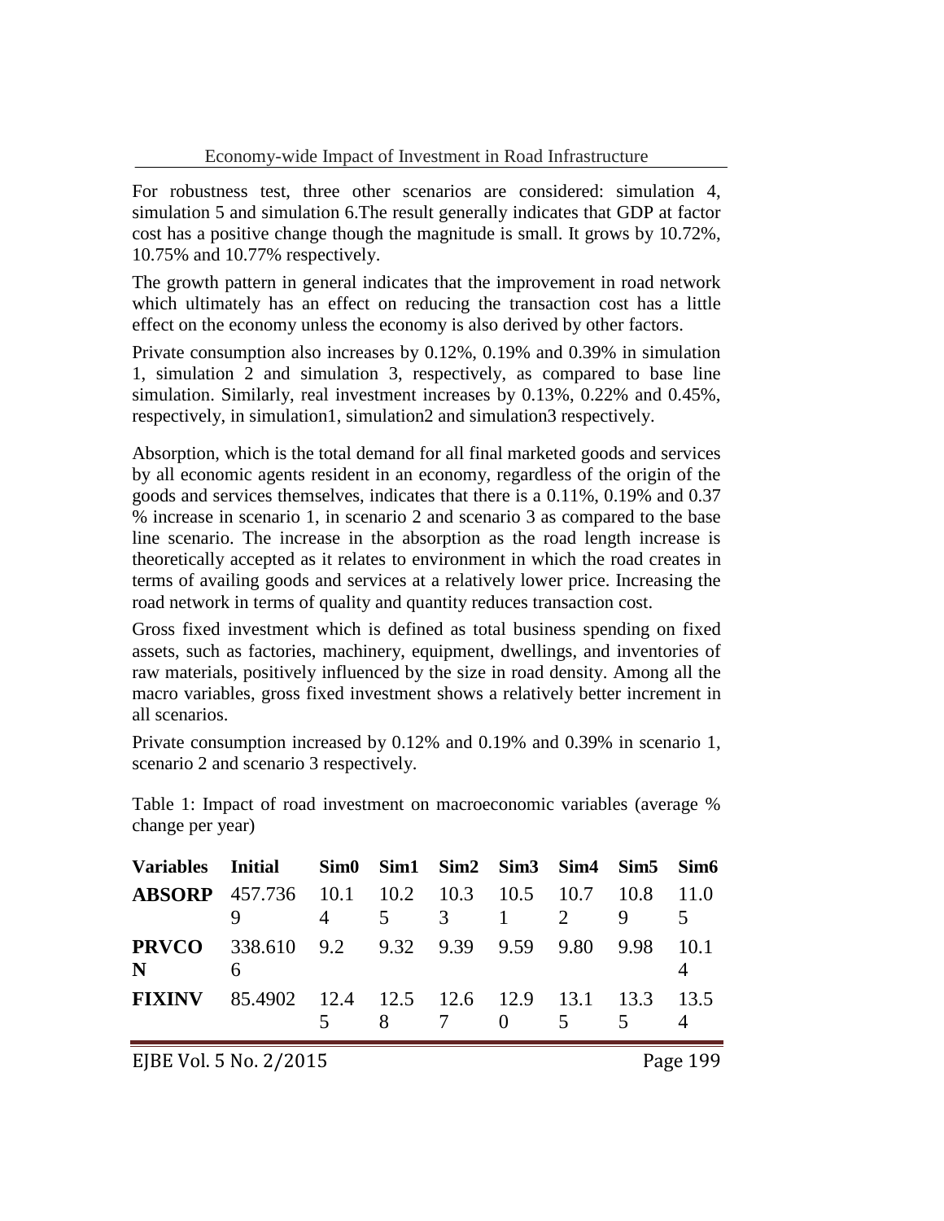For robustness test, three other scenarios are considered: simulation 4, simulation 5 and simulation 6.The result generally indicates that GDP at factor cost has a positive change though the magnitude is small. It grows by 10.72%, 10.75% and 10.77% respectively.

The growth pattern in general indicates that the improvement in road network which ultimately has an effect on reducing the transaction cost has a little effect on the economy unless the economy is also derived by other factors.

Private consumption also increases by 0.12%, 0.19% and 0.39% in simulation 1, simulation 2 and simulation 3, respectively, as compared to base line simulation. Similarly, real investment increases by 0.13%, 0.22% and 0.45%, respectively, in simulation1, simulation2 and simulation3 respectively.

Absorption, which is the total demand for all final marketed goods and services by all economic agents resident in an economy, regardless of the origin of the goods and services themselves, indicates that there is a 0.11%, 0.19% and 0.37 % increase in scenario 1, in scenario 2 and scenario 3 as compared to the base line scenario. The increase in the absorption as the road length increase is theoretically accepted as it relates to environment in which the road creates in terms of availing goods and services at a relatively lower price. Increasing the road network in terms of quality and quantity reduces transaction cost.

Gross fixed investment which is defined as total business spending on fixed assets, such as factories, machinery, equipment, dwellings, and inventories of raw materials, positively influenced by the size in road density. Among all the macro variables, gross fixed investment shows a relatively better increment in all scenarios.

Private consumption increased by 0.12% and 0.19% and 0.39% in scenario 1, scenario 2 and scenario 3 respectively.

Table 1: Impact of road investment on macroeconomic variables (average % change per year)

| Variables | Initial | Sim0 | Sim1 | Sim2 | Sim3 | Sim4 | Sim5 | Sim6 |
|---|---|---|---|---|---|---|---|---|
| **ABSORP** | 457.7369 | 10.14 | 10.25 | 10.33 | 10.51 | 10.72 | 10.89 | 11.05 |
| **PRVCON** | 338.6106 | 9.2 | 9.32 | 9.39 | 9.59 | 9.80 | 9.98 | 10.14 |
| **FIXINV** | 85.4902 | 12.45 | 12.58 | 12.67 | 12.90 | 13.15 | 13.35 | 13.54 |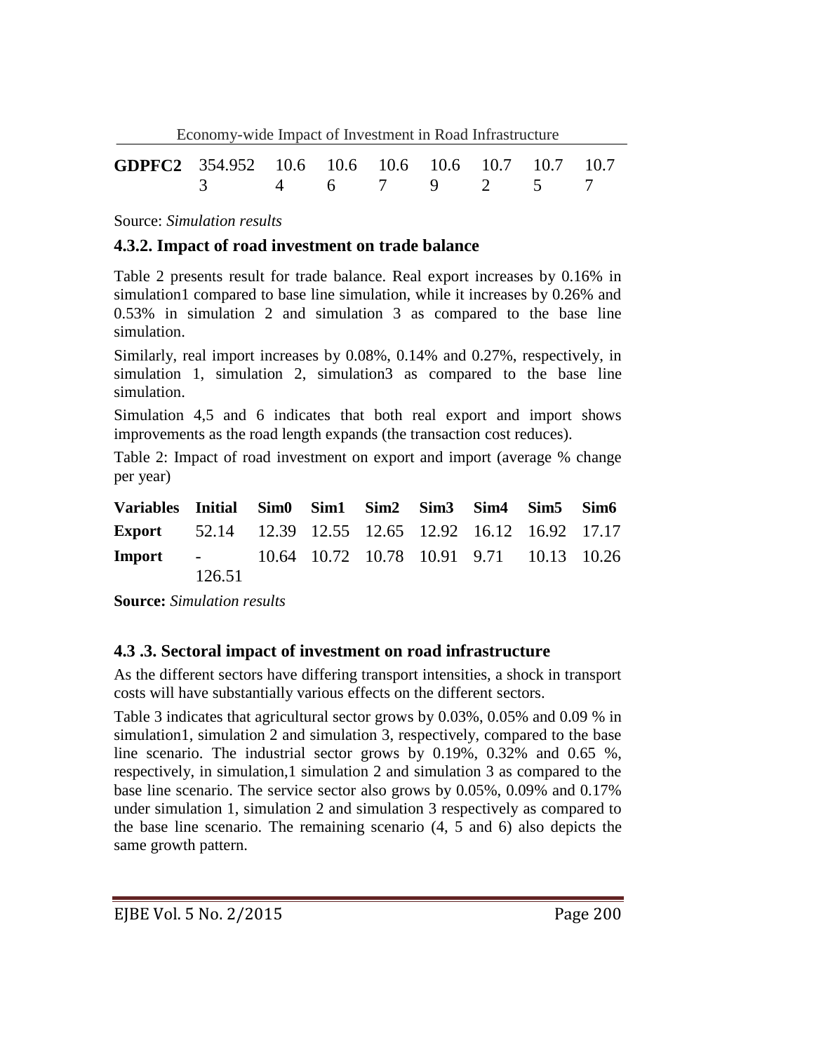| GDPFC2 | 354.952 | 10.63 | 10.64 | 10.66 | 10.67 | 10.79 | 10.72 | 10.75 | 10.77 |
|---|---|---|---|---|---|---|---|---|---|

Source: *Simulation results*

### 4.3.2. Impact of road investment on trade balance

Table 2 presents result for trade balance. Real export increases by 0.16% in simulation1 compared to base line simulation, while it increases by 0.26% and 0.53% in simulation 2 and simulation 3 as compared to the base line simulation.

Similarly, real import increases by 0.08%, 0.14% and 0.27%, respectively, in simulation 1, simulation 2, simulation3 as compared to the base line simulation.

Simulation 4,5 and 6 indicates that both real export and import shows improvements as the road length expands (the transaction cost reduces).

Table 2: Impact of road investment on export and import (average % change per year)

| Variables | Initial | Sim0 | Sim1 | Sim2 | Sim3 | Sim4 | Sim5 | Sim6 |
|---|---|---|---|---|---|---|---|---|
| **Export** | 52.14 | 12.39 | 12.55 | 12.65 | 12.92 | 16.12 | 16.92 | 17.17 |
| **Import** | -126.51 | 10.64 | 10.72 | 10.78 | 10.91 | 9.71 | 10.13 | 10.26 |

**Source:** *Simulation results*

### 4.3 .3. Sectoral impact of investment on road infrastructure

As the different sectors have differing transport intensities, a shock in transport costs will have substantially various effects on the different sectors.

Table 3 indicates that agricultural sector grows by 0.03%, 0.05% and 0.09 % in simulation1, simulation 2 and simulation 3, respectively, compared to the base line scenario. The industrial sector grows by 0.19%, 0.32% and 0.65 %, respectively, in simulation,1 simulation 2 and simulation 3 as compared to the base line scenario. The service sector also grows by 0.05%, 0.09% and 0.17% under simulation 1, simulation 2 and simulation 3 respectively as compared to the base line scenario. The remaining scenario (4, 5 and 6) also depicts the same growth pattern.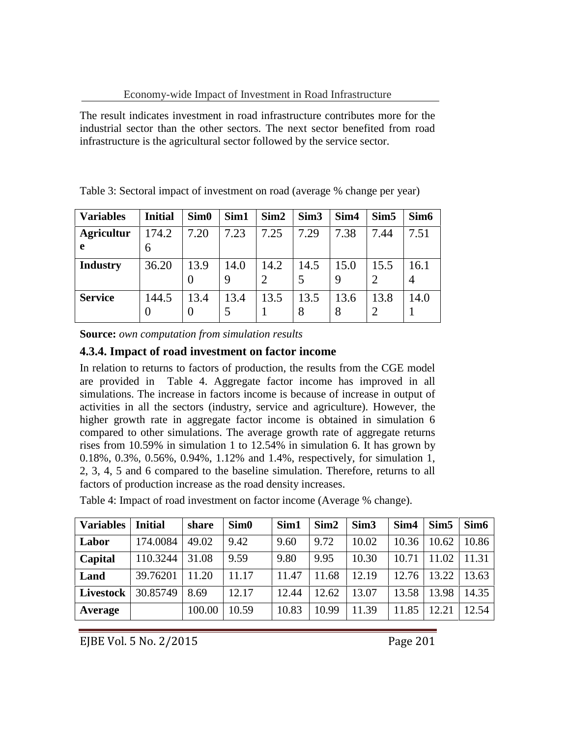The result indicates investment in road infrastructure contributes more for the industrial sector than the other sectors. The next sector benefited from road infrastructure is the agricultural sector followed by the service sector.

Table 3: Sectoral impact of investment on road (average % change per year)

| Variables | Initial | Sim0 | Sim1 | Sim2 | Sim3 | Sim4 | Sim5 | Sim6 |
|---|---|---|---|---|---|---|---|---|
| **Agriculture** | 174.26 | 7.20 | 7.23 | 7.25 | 7.29 | 7.38 | 7.44 | 7.51 |
| **Industry** | 36.20 | 13.90 | 14.09 | 14.22 | 14.55 | 15.09 | 15.52 | 16.14 |
| **Service** | 144.50 | 13.40 | 13.45 | 13.51 | 13.58 | 13.68 | 13.82 | 14.01 |

**Source:** *own computation from simulation results*

### 4.3.4. Impact of road investment on factor income

In relation to returns to factors of production, the results from the CGE model are provided in Table 4. Aggregate factor income has improved in all simulations. The increase in factors income is because of increase in output of activities in all the sectors (industry, service and agriculture). However, the higher growth rate in aggregate factor income is obtained in simulation 6 compared to other simulations. The average growth rate of aggregate returns rises from 10.59% in simulation 1 to 12.54% in simulation 6. It has grown by 0.18%, 0.3%, 0.56%, 0.94%, 1.12% and 1.4%, respectively, for simulation 1, 2, 3, 4, 5 and 6 compared to the baseline simulation. Therefore, returns to all factors of production increase as the road density increases.

Table 4: Impact of road investment on factor income (Average % change).

| Variables | Initial | share | Sim0 | Sim1 | Sim2 | Sim3 | Sim4 | Sim5 | Sim6 |
|---|---|---|---|---|---|---|---|---|---|
| **Labor** | 174.0084 | 49.02 | 9.42 | 9.60 | 9.72 | 10.02 | 10.36 | 10.62 | 10.86 |
| **Capital** | 110.3244 | 31.08 | 9.59 | 9.80 | 9.95 | 10.30 | 10.71 | 11.02 | 11.31 |
| **Land** | 39.76201 | 11.20 | 11.17 | 11.47 | 11.68 | 12.19 | 12.76 | 13.22 | 13.63 |
| **Livestock** | 30.85749 | 8.69 | 12.17 | 12.44 | 12.62 | 13.07 | 13.58 | 13.98 | 14.35 |
| **Average** | | 100.00 | 10.59 | 10.83 | 10.99 | 11.39 | 11.85 | 12.21 | 12.54 |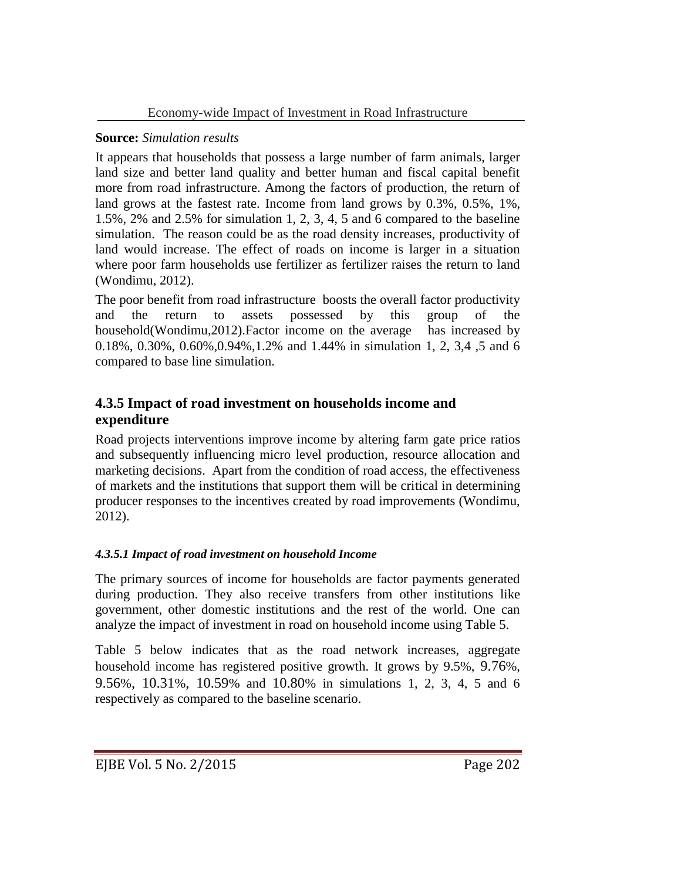**Source:** *Simulation results*

It appears that households that possess a large number of farm animals, larger land size and better land quality and better human and fiscal capital benefit more from road infrastructure. Among the factors of production, the return of land grows at the fastest rate. Income from land grows by 0.3%, 0.5%, 1%, 1.5%, 2% and 2.5% for simulation 1, 2, 3, 4, 5 and 6 compared to the baseline simulation. The reason could be as the road density increases, productivity of land would increase. The effect of roads on income is larger in a situation where poor farm households use fertilizer as fertilizer raises the return to land (Wondimu, 2012).

The poor benefit from road infrastructure boosts the overall factor productivity and the return to assets possessed by this group of the household(Wondimu,2012).Factor income on the average has increased by 0.18%, 0.30%, 0.60%,0.94%,1.2% and 1.44% in simulation 1, 2, 3,4 ,5 and 6 compared to base line simulation.

### 4.3.5 Impact of road investment on households income and expenditure

Road projects interventions improve income by altering farm gate price ratios and subsequently influencing micro level production, resource allocation and marketing decisions. Apart from the condition of road access, the effectiveness of markets and the institutions that support them will be critical in determining producer responses to the incentives created by road improvements (Wondimu, 2012).

#### *4.3.5.1 Impact of road investment on household Income*

The primary sources of income for households are factor payments generated during production. They also receive transfers from other institutions like government, other domestic institutions and the rest of the world. One can analyze the impact of investment in road on household income using Table 5.

Table 5 below indicates that as the road network increases, aggregate household income has registered positive growth. It grows by 9.5%, 9.76%, 9.56%, 10.31%, 10.59% and 10.80% in simulations 1, 2, 3, 4, 5 and 6 respectively as compared to the baseline scenario.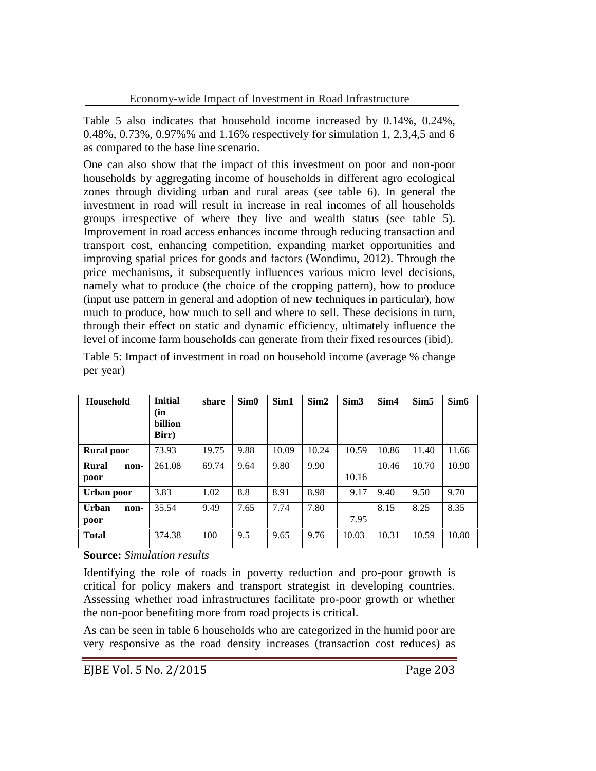Table 5 also indicates that household income increased by 0.14%, 0.24%, 0.48%, 0.73%, 0.97%% and 1.16% respectively for simulation 1, 2,3,4,5 and 6 as compared to the base line scenario.

One can also show that the impact of this investment on poor and non-poor households by aggregating income of households in different agro ecological zones through dividing urban and rural areas (see table 6). In general the investment in road will result in increase in real incomes of all households groups irrespective of where they live and wealth status (see table 5). Improvement in road access enhances income through reducing transaction and transport cost, enhancing competition, expanding market opportunities and improving spatial prices for goods and factors (Wondimu, 2012). Through the price mechanisms, it subsequently influences various micro level decisions, namely what to produce (the choice of the cropping pattern), how to produce (input use pattern in general and adoption of new techniques in particular), how much to produce, how much to sell and where to sell. These decisions in turn, through their effect on static and dynamic efficiency, ultimately influence the level of income farm households can generate from their fixed resources (ibid).

Table 5: Impact of investment in road on household income (average % change per year)

| Household | Initial (in billion Birr) | share | Sim0 | Sim1 | Sim2 | Sim3 | Sim4 | Sim5 | Sim6 |
|---|---|---|---|---|---|---|---|---|---|
| **Rural poor** | 73.93 | 19.75 | 9.88 | 10.09 | 10.24 | 10.59 | 10.86 | 11.40 | 11.66 |
| **Rural non-poor** | 261.08 | 69.74 | 9.64 | 9.80 | 9.90 | 10.16 | 10.46 | 10.70 | 10.90 |
| **Urban poor** | 3.83 | 1.02 | 8.8 | 8.91 | 8.98 | 9.17 | 9.40 | 9.50 | 9.70 |
| **Urban non-poor** | 35.54 | 9.49 | 7.65 | 7.74 | 7.80 | 7.95 | 8.15 | 8.25 | 8.35 |
| **Total** | 374.38 | 100 | 9.5 | 9.65 | 9.76 | 10.03 | 10.31 | 10.59 | 10.80 |

**Source:** *Simulation results*

Identifying the role of roads in poverty reduction and pro-poor growth is critical for policy makers and transport strategist in developing countries. Assessing whether road infrastructures facilitate pro-poor growth or whether the non-poor benefiting more from road projects is critical.

As can be seen in table 6 households who are categorized in the humid poor are very responsive as the road density increases (transaction cost reduces) as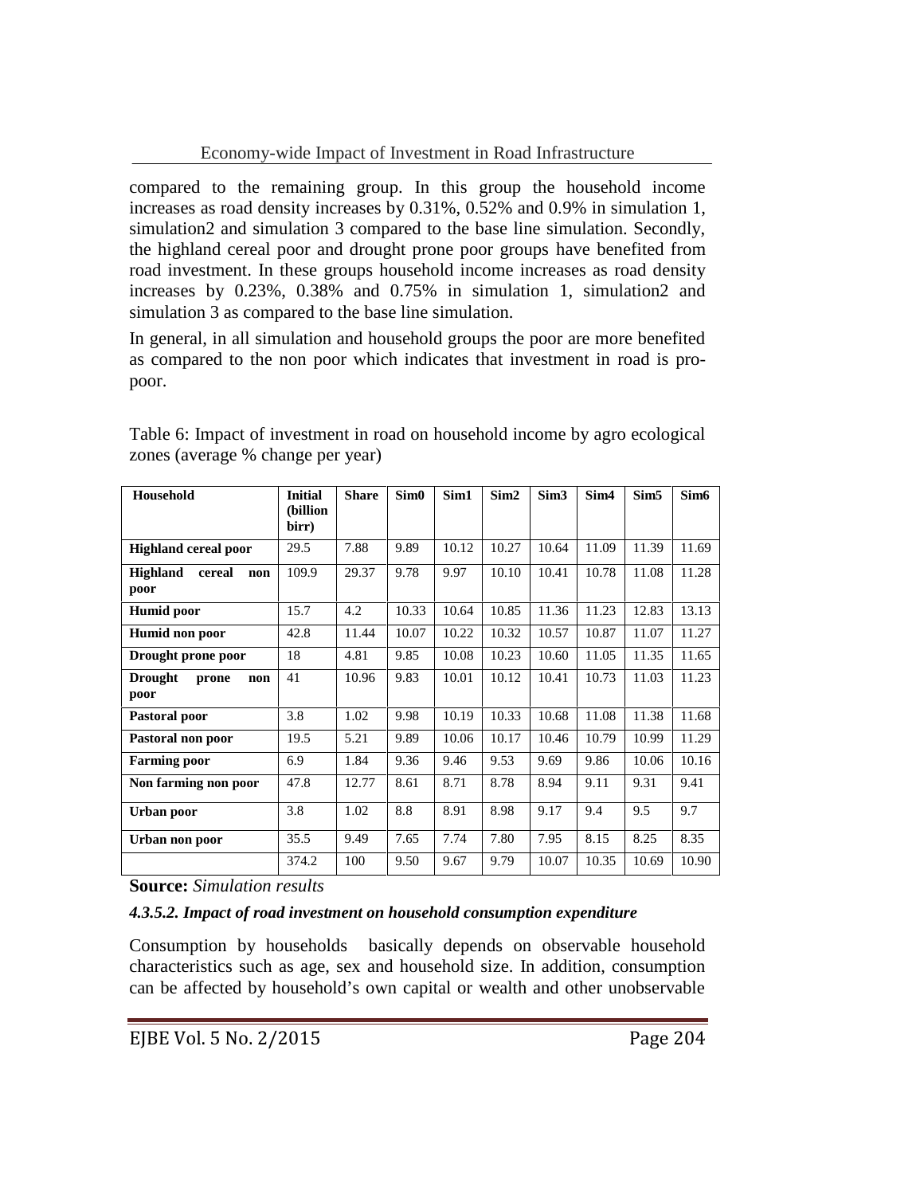compared to the remaining group. In this group the household income increases as road density increases by 0.31%, 0.52% and 0.9% in simulation 1, simulation2 and simulation 3 compared to the base line simulation. Secondly, the highland cereal poor and drought prone poor groups have benefited from road investment. In these groups household income increases as road density increases by 0.23%, 0.38% and 0.75% in simulation 1, simulation2 and simulation 3 as compared to the base line simulation.

In general, in all simulation and household groups the poor are more benefited as compared to the non poor which indicates that investment in road is pro-poor.

Table 6: Impact of investment in road on household income by agro ecological zones (average % change per year)

| Household | Initial (billion birr) | Share | Sim0 | Sim1 | Sim2 | Sim3 | Sim4 | Sim5 | Sim6 |
|---|---|---|---|---|---|---|---|---|---|
| **Highland cereal poor** | 29.5 | 7.88 | 9.89 | 10.12 | 10.27 | 10.64 | 11.09 | 11.39 | 11.69 |
| **Highland cereal non poor** | 109.9 | 29.37 | 9.78 | 9.97 | 10.10 | 10.41 | 10.78 | 11.08 | 11.28 |
| **Humid poor** | 15.7 | 4.2 | 10.33 | 10.64 | 10.85 | 11.36 | 11.23 | 12.83 | 13.13 |
| **Humid non poor** | 42.8 | 11.44 | 10.07 | 10.22 | 10.32 | 10.57 | 10.87 | 11.07 | 11.27 |
| **Drought prone poor** | 18 | 4.81 | 9.85 | 10.08 | 10.23 | 10.60 | 11.05 | 11.35 | 11.65 |
| **Drought prone non poor** | 41 | 10.96 | 9.83 | 10.01 | 10.12 | 10.41 | 10.73 | 11.03 | 11.23 |
| **Pastoral poor** | 3.8 | 1.02 | 9.98 | 10.19 | 10.33 | 10.68 | 11.08 | 11.38 | 11.68 |
| **Pastoral non poor** | 19.5 | 5.21 | 9.89 | 10.06 | 10.17 | 10.46 | 10.79 | 10.99 | 11.29 |
| **Farming poor** | 6.9 | 1.84 | 9.36 | 9.46 | 9.53 | 9.69 | 9.86 | 10.06 | 10.16 |
| **Non farming non poor** | 47.8 | 12.77 | 8.61 | 8.71 | 8.78 | 8.94 | 9.11 | 9.31 | 9.41 |
| **Urban poor** | 3.8 | 1.02 | 8.8 | 8.91 | 8.98 | 9.17 | 9.4 | 9.5 | 9.7 |
| **Urban non poor** | 35.5 | 9.49 | 7.65 | 7.74 | 7.80 | 7.95 | 8.15 | 8.25 | 8.35 |
| | 374.2 | 100 | 9.50 | 9.67 | 9.79 | 10.07 | 10.35 | 10.69 | 10.90 |

**Source:** *Simulation results*

#### *4.3.5.2. Impact of road investment on household consumption expenditure*

Consumption by households basically depends on observable household characteristics such as age, sex and household size. In addition, consumption can be affected by household's own capital or wealth and other unobservable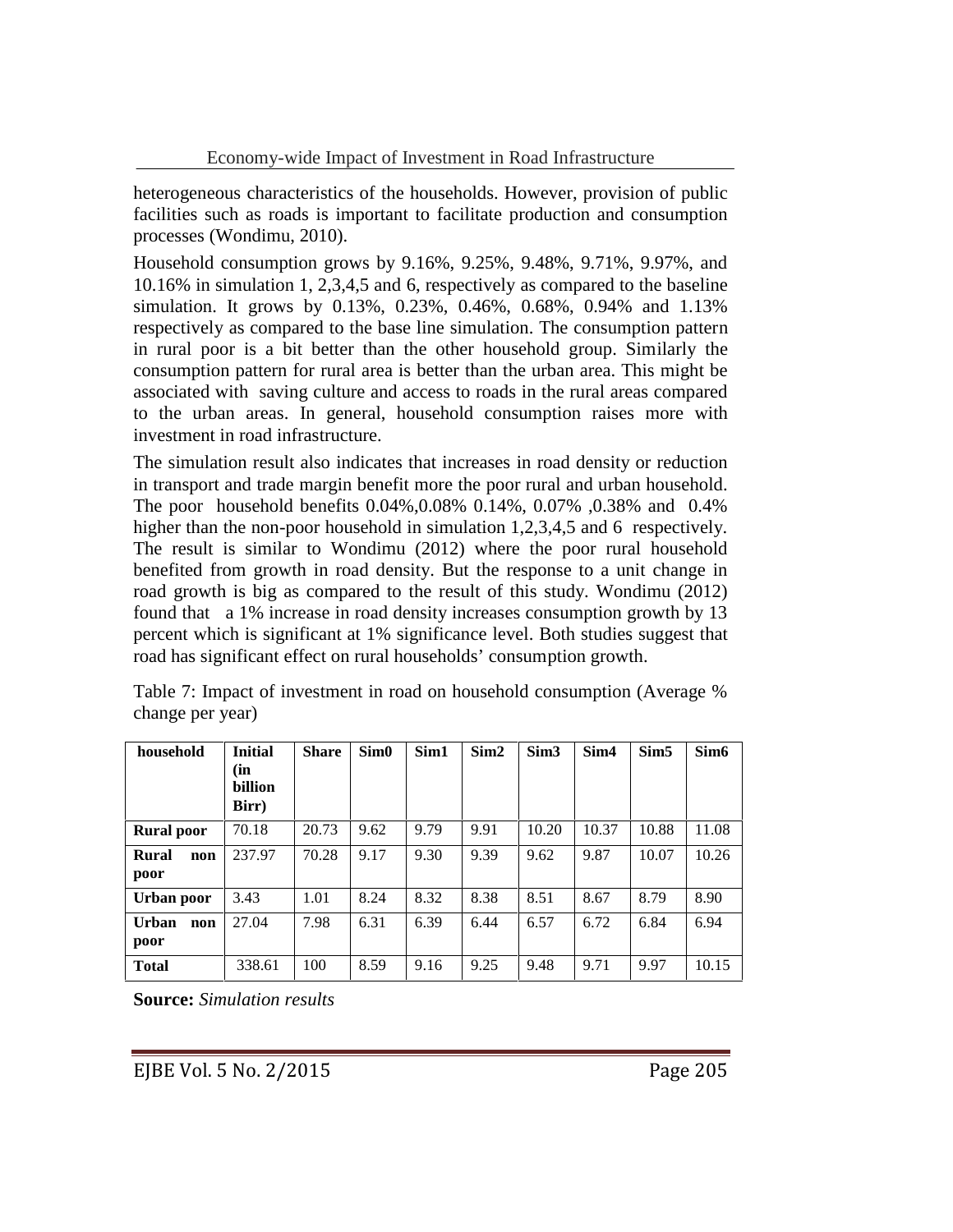heterogeneous characteristics of the households. However, provision of public facilities such as roads is important to facilitate production and consumption processes (Wondimu, 2010).

Household consumption grows by 9.16%, 9.25%, 9.48%, 9.71%, 9.97%, and 10.16% in simulation 1, 2,3,4,5 and 6, respectively as compared to the baseline simulation. It grows by 0.13%, 0.23%, 0.46%, 0.68%, 0.94% and 1.13% respectively as compared to the base line simulation. The consumption pattern in rural poor is a bit better than the other household group. Similarly the consumption pattern for rural area is better than the urban area. This might be associated with saving culture and access to roads in the rural areas compared to the urban areas. In general, household consumption raises more with investment in road infrastructure.

The simulation result also indicates that increases in road density or reduction in transport and trade margin benefit more the poor rural and urban household. The poor household benefits 0.04%,0.08% 0.14%, 0.07% ,0.38% and 0.4% higher than the non-poor household in simulation 1,2,3,4,5 and 6 respectively. The result is similar to Wondimu (2012) where the poor rural household benefited from growth in road density. But the response to a unit change in road growth is big as compared to the result of this study. Wondimu (2012) found that a 1% increase in road density increases consumption growth by 13 percent which is significant at 1% significance level. Both studies suggest that road has significant effect on rural households' consumption growth.

Table 7: Impact of investment in road on household consumption (Average % change per year)

| household | Initial (in billion Birr) | Share | Sim0 | Sim1 | Sim2 | Sim3 | Sim4 | Sim5 | Sim6 |
|---|---|---|---|---|---|---|---|---|---|
| **Rural poor** | 70.18 | 20.73 | 9.62 | 9.79 | 9.91 | 10.20 | 10.37 | 10.88 | 11.08 |
| **Rural non poor** | 237.97 | 70.28 | 9.17 | 9.30 | 9.39 | 9.62 | 9.87 | 10.07 | 10.26 |
| **Urban poor** | 3.43 | 1.01 | 8.24 | 8.32 | 8.38 | 8.51 | 8.67 | 8.79 | 8.90 |
| **Urban non poor** | 27.04 | 7.98 | 6.31 | 6.39 | 6.44 | 6.57 | 6.72 | 6.84 | 6.94 |
| **Total** | 338.61 | 100 | 8.59 | 9.16 | 9.25 | 9.48 | 9.71 | 9.97 | 10.15 |

**Source:** *Simulation results*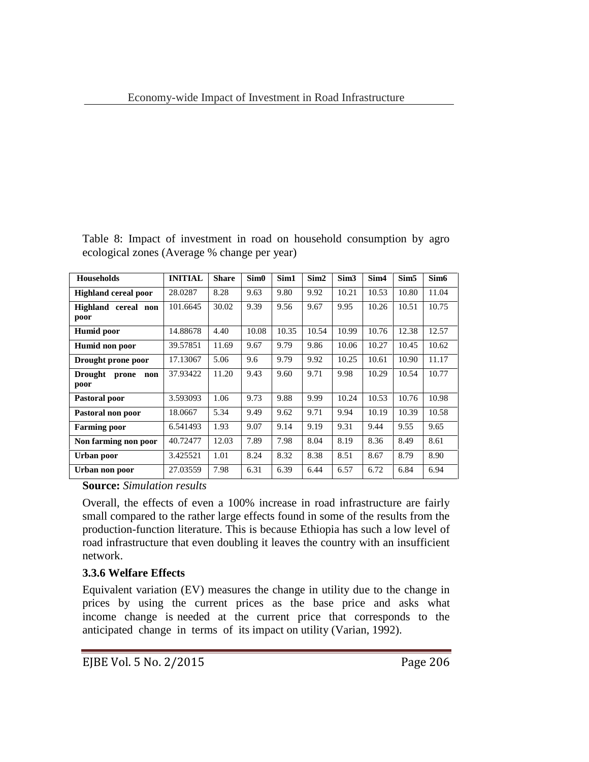Table 8: Impact of investment in road on household consumption by agro ecological zones (Average % change per year)

| Households | INITIAL | Share | Sim0 | Sim1 | Sim2 | Sim3 | Sim4 | Sim5 | Sim6 |
|---|---|---|---|---|---|---|---|---|---|
| **Highland cereal poor** | 28.0287 | 8.28 | 9.63 | 9.80 | 9.92 | 10.21 | 10.53 | 10.80 | 11.04 |
| **Highland cereal non poor** | 101.6645 | 30.02 | 9.39 | 9.56 | 9.67 | 9.95 | 10.26 | 10.51 | 10.75 |
| **Humid poor** | 14.88678 | 4.40 | 10.08 | 10.35 | 10.54 | 10.99 | 10.76 | 12.38 | 12.57 |
| **Humid non poor** | 39.57851 | 11.69 | 9.67 | 9.79 | 9.86 | 10.06 | 10.27 | 10.45 | 10.62 |
| **Drought prone poor** | 17.13067 | 5.06 | 9.6 | 9.79 | 9.92 | 10.25 | 10.61 | 10.90 | 11.17 |
| **Drought prone non poor** | 37.93422 | 11.20 | 9.43 | 9.60 | 9.71 | 9.98 | 10.29 | 10.54 | 10.77 |
| **Pastoral poor** | 3.593093 | 1.06 | 9.73 | 9.88 | 9.99 | 10.24 | 10.53 | 10.76 | 10.98 |
| **Pastoral non poor** | 18.0667 | 5.34 | 9.49 | 9.62 | 9.71 | 9.94 | 10.19 | 10.39 | 10.58 |
| **Farming poor** | 6.541493 | 1.93 | 9.07 | 9.14 | 9.19 | 9.31 | 9.44 | 9.55 | 9.65 |
| **Non farming non poor** | 40.72477 | 12.03 | 7.89 | 7.98 | 8.04 | 8.19 | 8.36 | 8.49 | 8.61 |
| **Urban poor** | 3.425521 | 1.01 | 8.24 | 8.32 | 8.38 | 8.51 | 8.67 | 8.79 | 8.90 |
| **Urban non poor** | 27.03559 | 7.98 | 6.31 | 6.39 | 6.44 | 6.57 | 6.72 | 6.84 | 6.94 |

**Source:** *Simulation results*

Overall, the effects of even a 100% increase in road infrastructure are fairly small compared to the rather large effects found in some of the results from the production-function literature. This is because Ethiopia has such a low level of road infrastructure that even doubling it leaves the country with an insufficient network.

### 3.3.6 Welfare Effects

Equivalent variation (EV) measures the change in utility due to the change in prices by using the current prices as the base price and asks what income change is needed at the current price that corresponds to the anticipated change in terms of its impact on utility (Varian, 1992).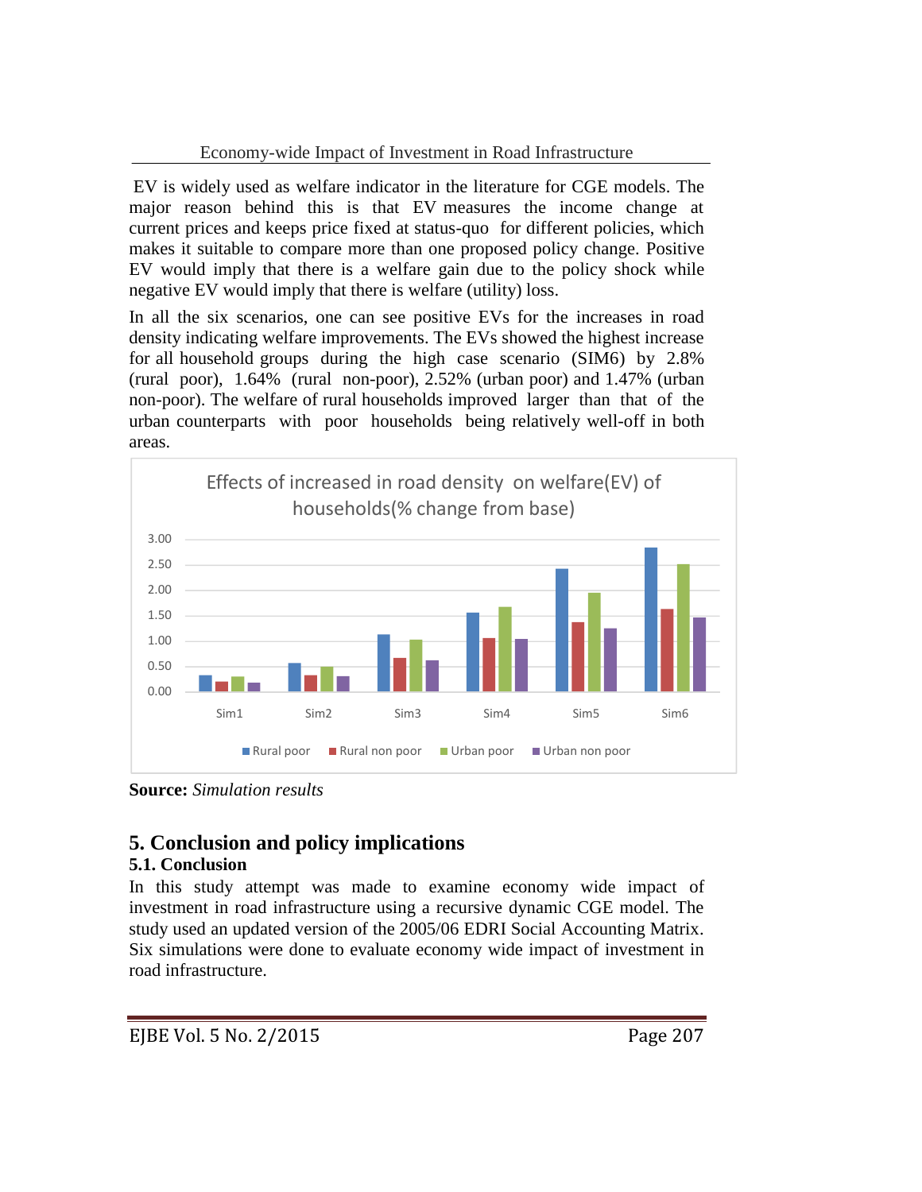EV is widely used as welfare indicator in the literature for CGE models. The major reason behind this is that EV measures the income change at current prices and keeps price fixed at status-quo for different policies, which makes it suitable to compare more than one proposed policy change. Positive EV would imply that there is a welfare gain due to the policy shock while negative EV would imply that there is welfare (utility) loss.

In all the six scenarios, one can see positive EVs for the increases in road density indicating welfare improvements. The EVs showed the highest increase for all household groups during the high case scenario (SIM6) by 2.8% (rural poor), 1.64% (rural non-poor), 2.52% (urban poor) and 1.47% (urban non-poor). The welfare of rural households improved larger than that of the urban counterparts with poor households being relatively well-off in both areas.

Effects of increased in road density on welfare(EV) of households(% change from base)

**Source:** *Simulation results*

## 5. Conclusion and policy implications

### 5.1. Conclusion

In this study attempt was made to examine economy wide impact of investment in road infrastructure using a recursive dynamic CGE model. The study used an updated version of the 2005/06 EDRI Social Accounting Matrix. Six simulations were done to evaluate economy wide impact of investment in road infrastructure.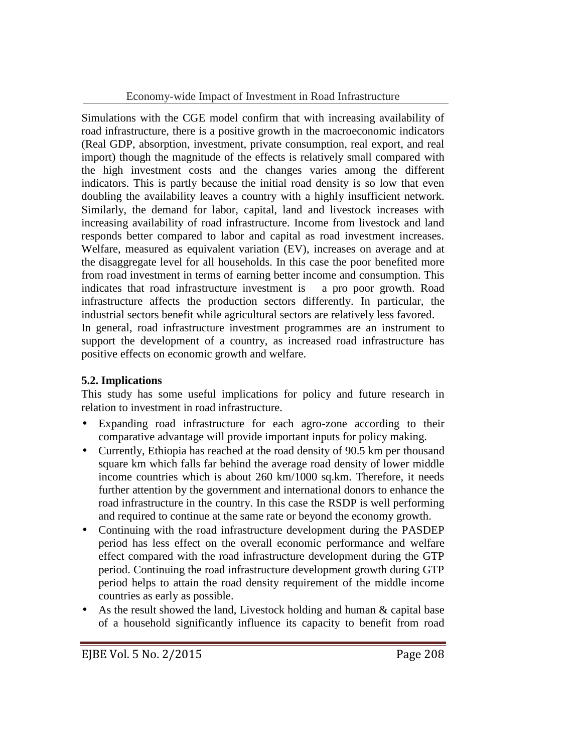Simulations with the CGE model confirm that with increasing availability of road infrastructure, there is a positive growth in the macroeconomic indicators (Real GDP, absorption, investment, private consumption, real export, and real import) though the magnitude of the effects is relatively small compared with the high investment costs and the changes varies among the different indicators. This is partly because the initial road density is so low that even doubling the availability leaves a country with a highly insufficient network. Similarly, the demand for labor, capital, land and livestock increases with increasing availability of road infrastructure. Income from livestock and land responds better compared to labor and capital as road investment increases. Welfare, measured as equivalent variation (EV), increases on average and at the disaggregate level for all households. In this case the poor benefited more from road investment in terms of earning better income and consumption. This indicates that road infrastructure investment is a pro poor growth. Road infrastructure affects the production sectors differently. In particular, the industrial sectors benefit while agricultural sectors are relatively less favored.

In general, road infrastructure investment programmes are an instrument to support the development of a country, as increased road infrastructure has positive effects on economic growth and welfare.

### 5.2. Implications

This study has some useful implications for policy and future research in relation to investment in road infrastructure.

- Expanding road infrastructure for each agro-zone according to their comparative advantage will provide important inputs for policy making.
- Currently, Ethiopia has reached at the road density of 90.5 km per thousand square km which falls far behind the average road density of lower middle income countries which is about 260 km/1000 sq.km. Therefore, it needs further attention by the government and international donors to enhance the road infrastructure in the country. In this case the RSDP is well performing and required to continue at the same rate or beyond the economy growth.
- Continuing with the road infrastructure development during the PASDEP period has less effect on the overall economic performance and welfare effect compared with the road infrastructure development during the GTP period. Continuing the road infrastructure development growth during GTP period helps to attain the road density requirement of the middle income countries as early as possible.
- As the result showed the land, Livestock holding and human & capital base of a household significantly influence its capacity to benefit from road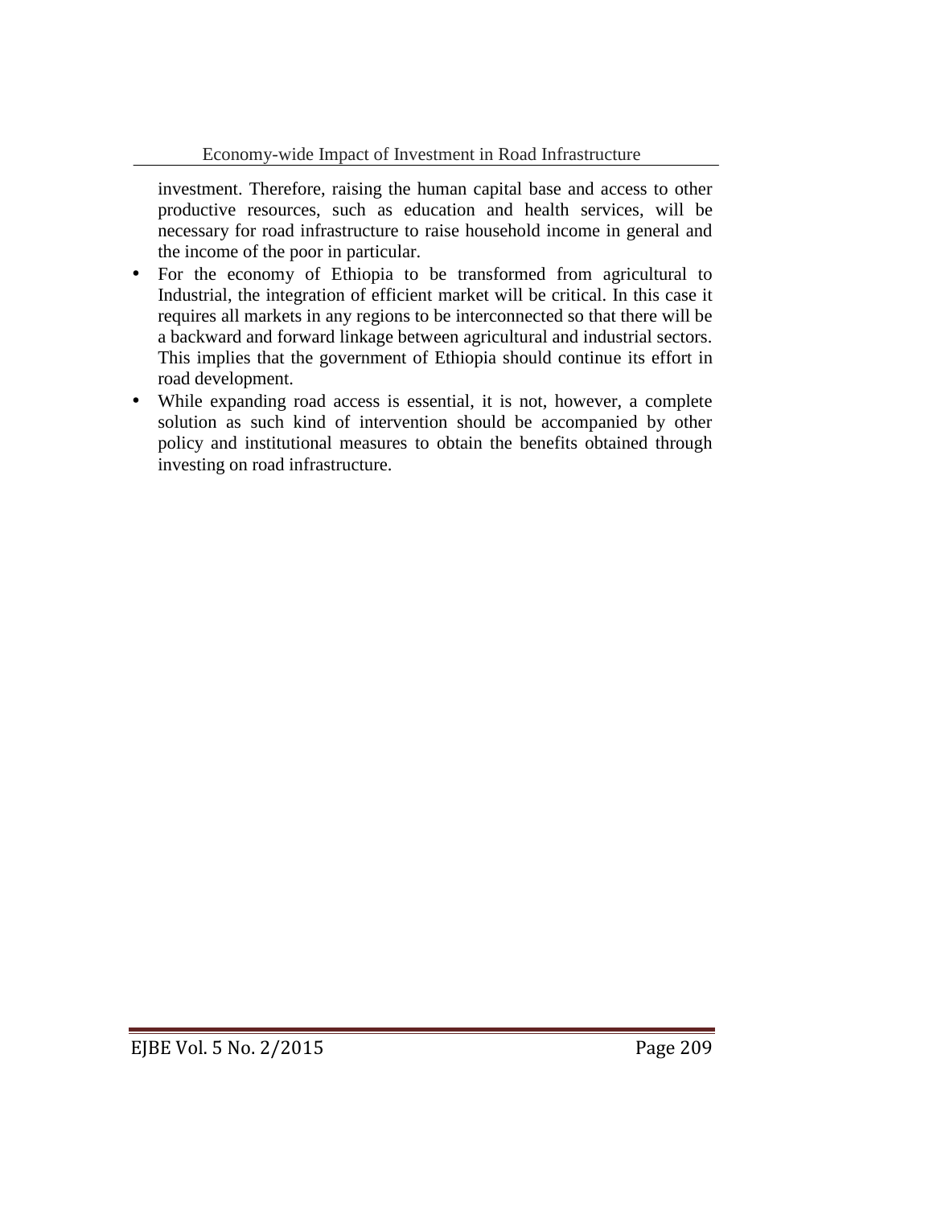investment. Therefore, raising the human capital base and access to other productive resources, such as education and health services, will be necessary for road infrastructure to raise household income in general and the income of the poor in particular.

- For the economy of Ethiopia to be transformed from agricultural to Industrial, the integration of efficient market will be critical. In this case it requires all markets in any regions to be interconnected so that there will be a backward and forward linkage between agricultural and industrial sectors. This implies that the government of Ethiopia should continue its effort in road development.
- While expanding road access is essential, it is not, however, a complete solution as such kind of intervention should be accompanied by other policy and institutional measures to obtain the benefits obtained through investing on road infrastructure.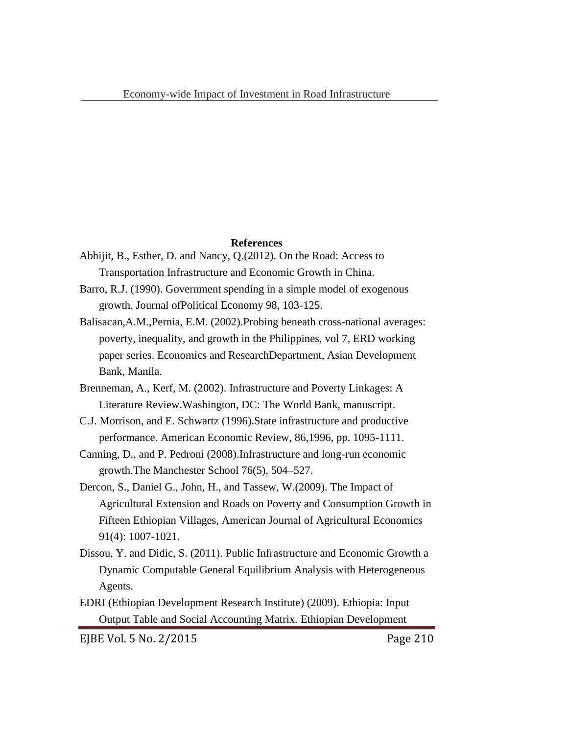## References

Abhijit, B., Esther, D. and Nancy, Q.(2012). On the Road: Access to Transportation Infrastructure and Economic Growth in China.

Barro, R.J. (1990). Government spending in a simple model of exogenous growth. Journal ofPolitical Economy 98, 103-125.

Balisacan,A.M.,Pernia, E.M. (2002).Probing beneath cross-national averages: poverty, inequality, and growth in the Philippines, vol 7, ERD working paper series. Economics and ResearchDepartment, Asian Development Bank, Manila.

Brenneman, A., Kerf, M. (2002). Infrastructure and Poverty Linkages: A Literature Review.Washington, DC: The World Bank, manuscript.

C.J. Morrison, and E. Schwartz (1996).State infrastructure and productive performance. American Economic Review, 86,1996, pp. 1095-1111.

Canning, D., and P. Pedroni (2008).Infrastructure and long-run economic growth.The Manchester School 76(5), 504–527.

Dercon, S., Daniel G., John, H., and Tassew, W.(2009). The Impact of Agricultural Extension and Roads on Poverty and Consumption Growth in Fifteen Ethiopian Villages, American Journal of Agricultural Economics 91(4): 1007-1021.

Dissou, Y. and Didic, S. (2011). Public Infrastructure and Economic Growth a Dynamic Computable General Equilibrium Analysis with Heterogeneous Agents.

EDRI (Ethiopian Development Research Institute) (2009). Ethiopia: Input Output Table and Social Accounting Matrix. Ethiopian Development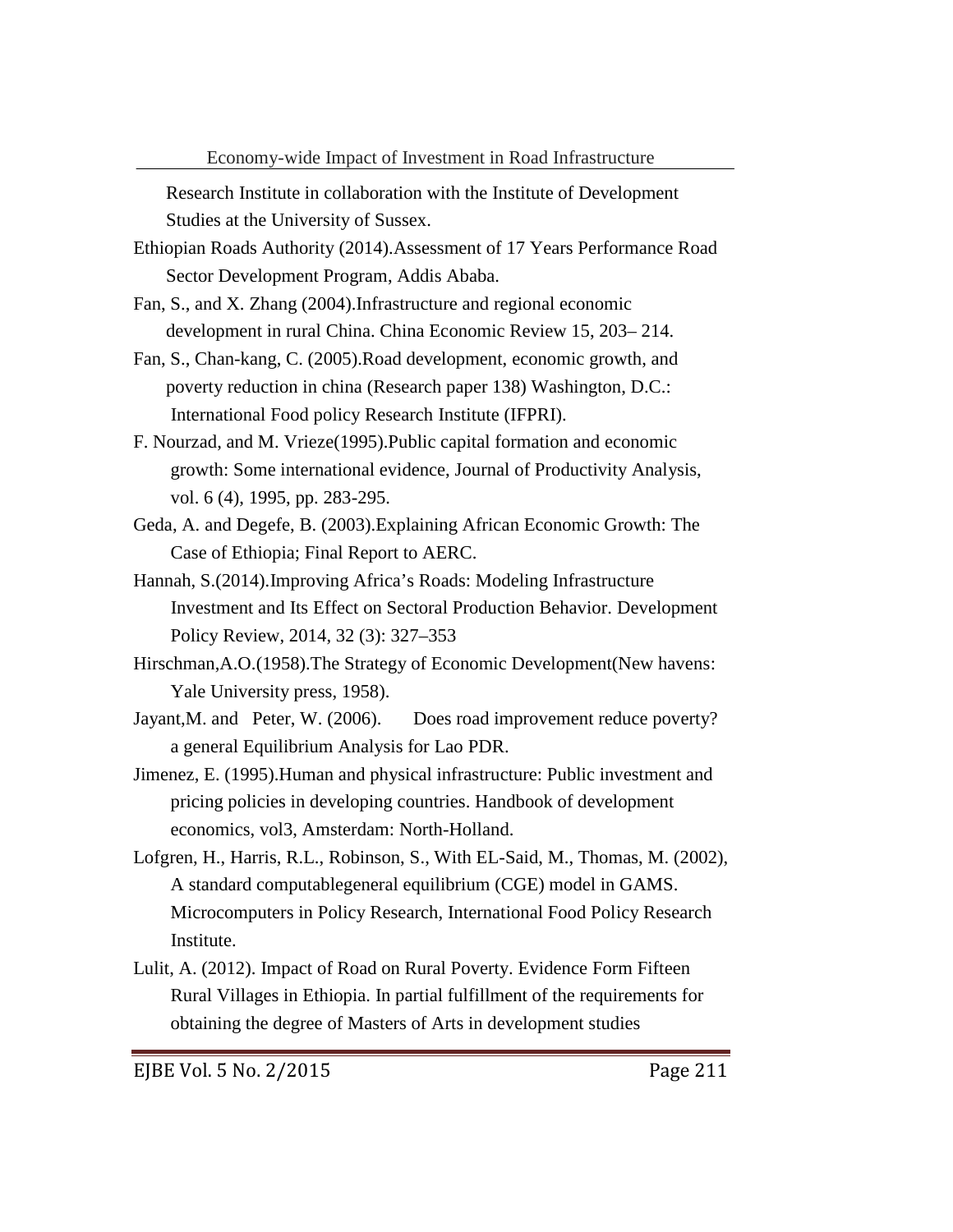Research Institute in collaboration with the Institute of Development Studies at the University of Sussex.

Ethiopian Roads Authority (2014).Assessment of 17 Years Performance Road Sector Development Program, Addis Ababa.

Fan, S., and X. Zhang (2004).Infrastructure and regional economic development in rural China. China Economic Review 15, 203– 214.

Fan, S., Chan-kang, C. (2005).Road development, economic growth, and poverty reduction in china (Research paper 138) Washington, D.C.: International Food policy Research Institute (IFPRI).

F. Nourzad, and M. Vrieze(1995).Public capital formation and economic growth: Some international evidence, Journal of Productivity Analysis, vol. 6 (4), 1995, pp. 283-295.

Geda, A. and Degefe, B. (2003).Explaining African Economic Growth: The Case of Ethiopia; Final Report to AERC.

Hannah, S.(2014).Improving Africa's Roads: Modeling Infrastructure Investment and Its Effect on Sectoral Production Behavior. Development Policy Review, 2014, 32 (3): 327–353

Hirschman,A.O.(1958).The Strategy of Economic Development(New havens: Yale University press, 1958).

Jayant,M. and Peter, W. (2006). Does road improvement reduce poverty? a general Equilibrium Analysis for Lao PDR.

Jimenez, E. (1995).Human and physical infrastructure: Public investment and pricing policies in developing countries. Handbook of development economics, vol3, Amsterdam: North-Holland.

Lofgren, H., Harris, R.L., Robinson, S., With EL-Said, M., Thomas, M. (2002), A standard computablegeneral equilibrium (CGE) model in GAMS. Microcomputers in Policy Research, International Food Policy Research Institute.

Lulit, A. (2012). Impact of Road on Rural Poverty. Evidence Form Fifteen Rural Villages in Ethiopia. In partial fulfillment of the requirements for obtaining the degree of Masters of Arts in development studies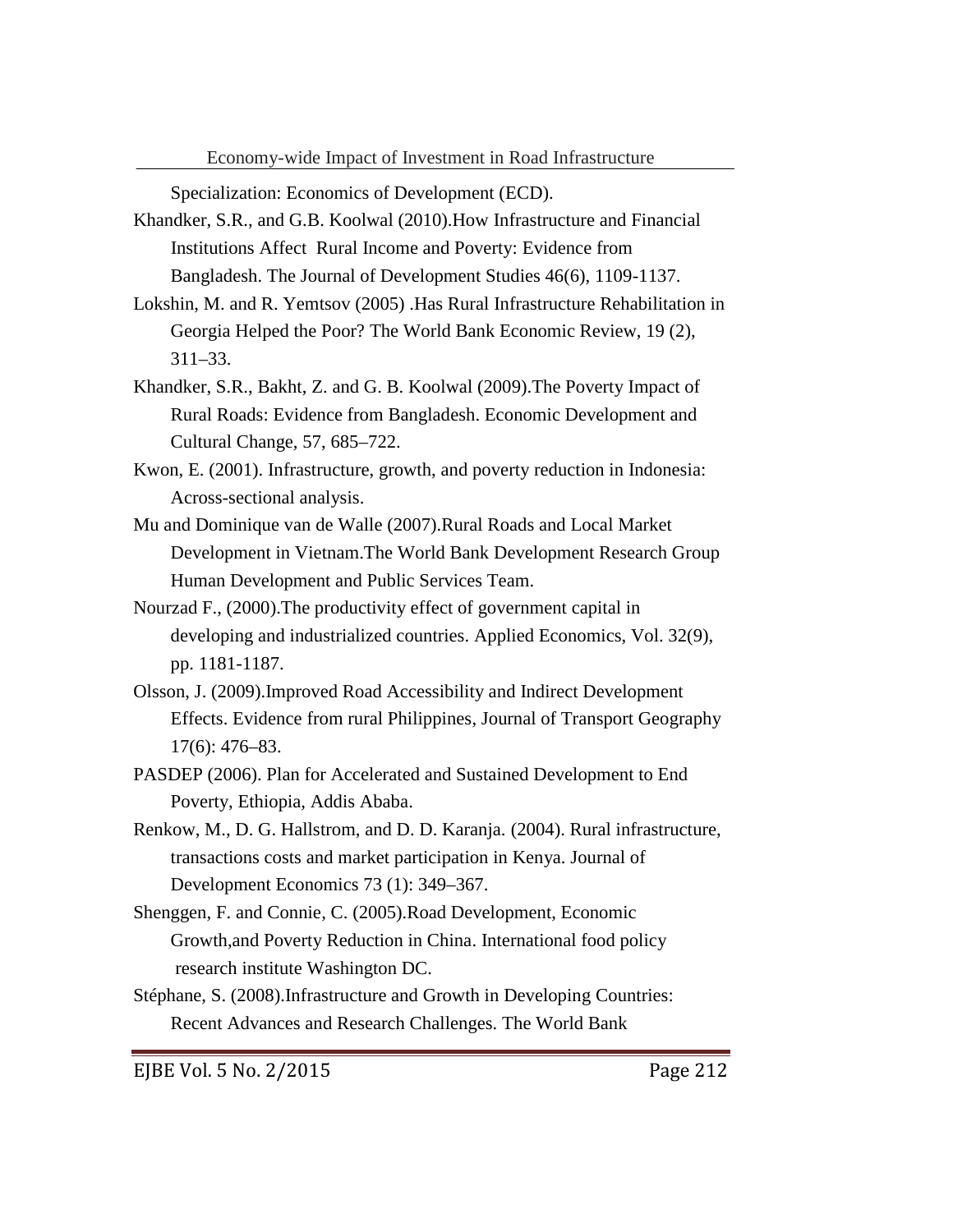Specialization: Economics of Development (ECD).

Khandker, S.R., and G.B. Koolwal (2010).How Infrastructure and Financial Institutions Affect Rural Income and Poverty: Evidence from Bangladesh. The Journal of Development Studies 46(6), 1109-1137.

Lokshin, M. and R. Yemtsov (2005) .Has Rural Infrastructure Rehabilitation in Georgia Helped the Poor? The World Bank Economic Review, 19 (2), 311–33.

Khandker, S.R., Bakht, Z. and G. B. Koolwal (2009).The Poverty Impact of Rural Roads: Evidence from Bangladesh. Economic Development and Cultural Change, 57, 685–722.

Kwon, E. (2001). Infrastructure, growth, and poverty reduction in Indonesia: Across-sectional analysis.

Mu and Dominique van de Walle (2007).Rural Roads and Local Market Development in Vietnam.The World Bank Development Research Group Human Development and Public Services Team.

Nourzad F., (2000).The productivity effect of government capital in developing and industrialized countries. Applied Economics, Vol. 32(9), pp. 1181-1187.

Olsson, J. (2009).Improved Road Accessibility and Indirect Development Effects. Evidence from rural Philippines, Journal of Transport Geography 17(6): 476–83.

PASDEP (2006). Plan for Accelerated and Sustained Development to End Poverty, Ethiopia, Addis Ababa.

Renkow, M., D. G. Hallstrom, and D. D. Karanja. (2004). Rural infrastructure, transactions costs and market participation in Kenya. Journal of Development Economics 73 (1): 349–367.

Shenggen, F. and Connie, C. (2005).Road Development, Economic Growth,and Poverty Reduction in China. International food policy research institute Washington DC.

Stéphane, S. (2008).Infrastructure and Growth in Developing Countries: Recent Advances and Research Challenges. The World Bank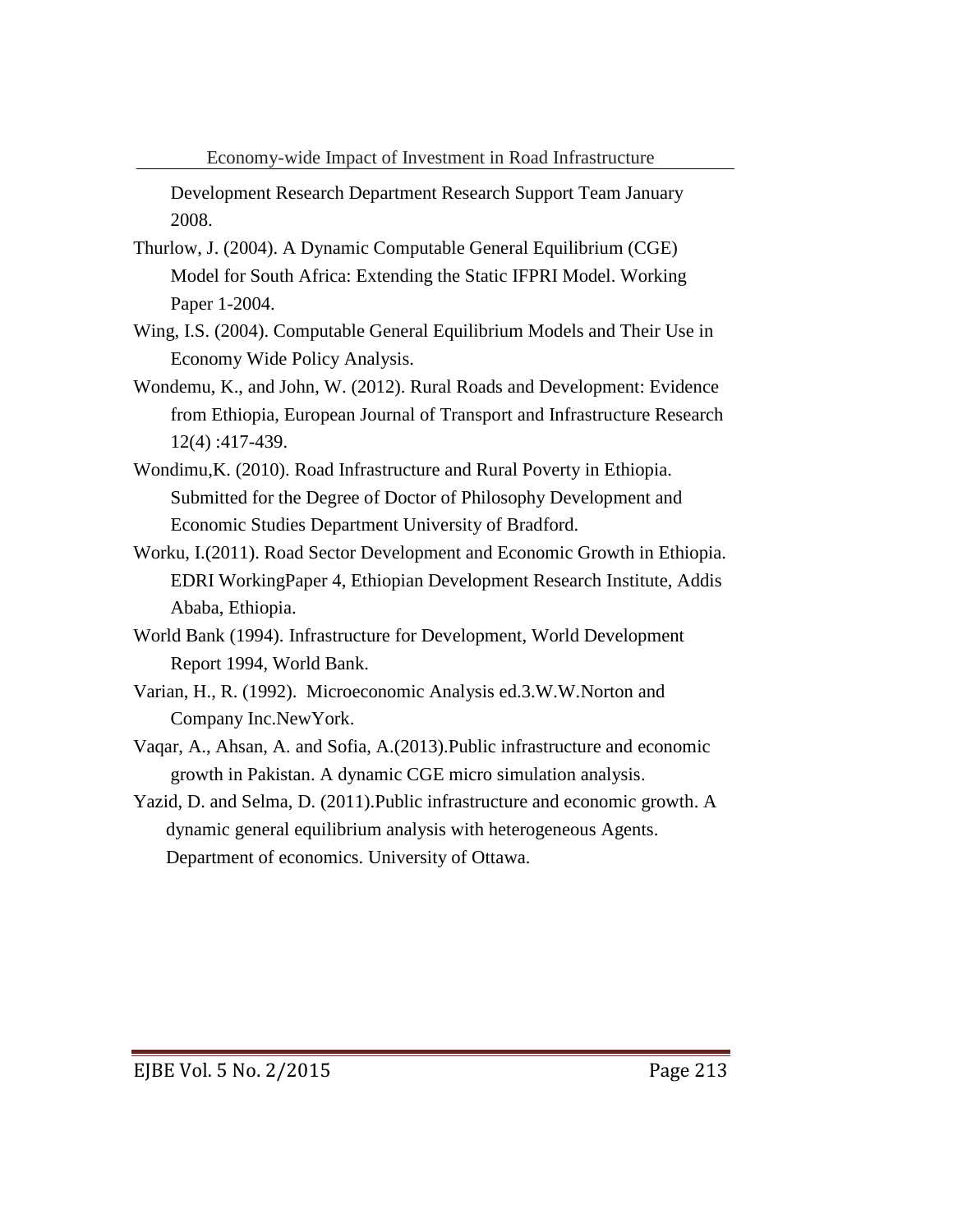Development Research Department Research Support Team January 2008.

Thurlow, J. (2004). A Dynamic Computable General Equilibrium (CGE) Model for South Africa: Extending the Static IFPRI Model. Working Paper 1-2004.

Wing, I.S. (2004). Computable General Equilibrium Models and Their Use in Economy Wide Policy Analysis.

Wondemu, K., and John, W. (2012). Rural Roads and Development: Evidence from Ethiopia, European Journal of Transport and Infrastructure Research 12(4) :417-439.

Wondimu,K. (2010). Road Infrastructure and Rural Poverty in Ethiopia. Submitted for the Degree of Doctor of Philosophy Development and Economic Studies Department University of Bradford.

Worku, I.(2011). Road Sector Development and Economic Growth in Ethiopia. EDRI WorkingPaper 4, Ethiopian Development Research Institute, Addis Ababa, Ethiopia.

World Bank (1994). Infrastructure for Development, World Development Report 1994, World Bank.

Varian, H., R. (1992). Microeconomic Analysis ed.3.W.W.Norton and Company Inc.NewYork.

Vaqar, A., Ahsan, A. and Sofia, A.(2013).Public infrastructure and economic growth in Pakistan. A dynamic CGE micro simulation analysis.

Yazid, D. and Selma, D. (2011).Public infrastructure and economic growth. A dynamic general equilibrium analysis with heterogeneous Agents. Department of economics. University of Ottawa.